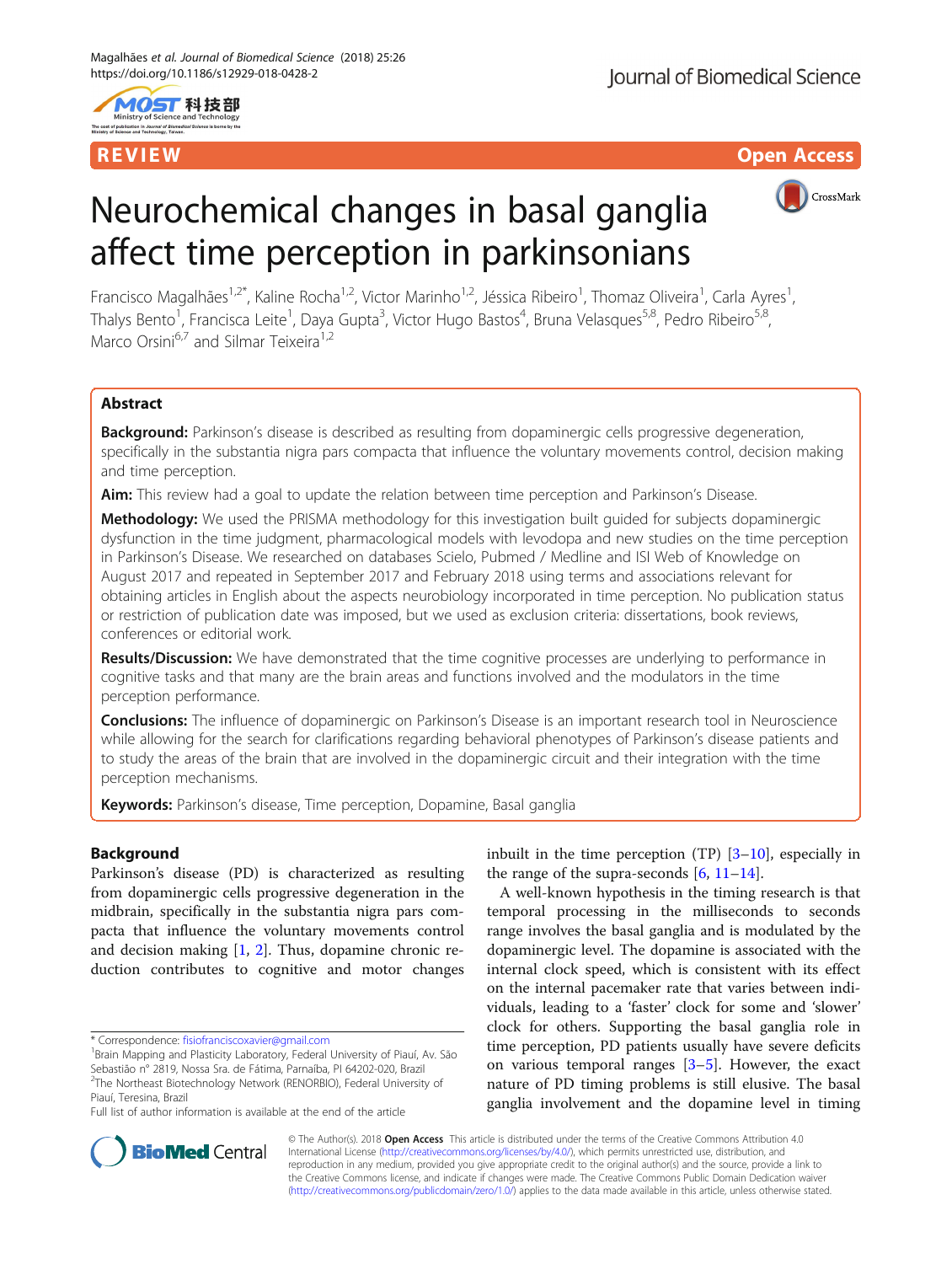REVIEW Open Access

# Neurochemical changes in basal ganglia affect time perception in parkinsonians

Francisco Magalhães[1,2*], Kaline Rocha[1,2], Victor Marinho[1,2], Jéssica Ribeiro[1], Thomaz Oliveira[1], Carla Ayres[1], Thalys Bento[1], Francisca Leite[1], Daya Gupta[3], Victor Hugo Bastos[4], Bruna Velasques[5,8], Pedro Ribeiro[5,8], Marco Orsini[6,7] and Silmar Teixeira[1,2]

## Abstract

**Background:** Parkinson's disease is described as resulting from dopaminergic cells progressive degeneration, specifically in the substantia nigra pars compacta that influence the voluntary movements control, decision making and time perception.

**Aim:** This review had a goal to update the relation between time perception and Parkinson's Disease.

**Methodology:** We used the PRISMA methodology for this investigation built guided for subjects dopaminergic dysfunction in the time judgment, pharmacological models with levodopa and new studies on the time perception in Parkinson's Disease. We researched on databases Scielo, Pubmed / Medline and ISI Web of Knowledge on August 2017 and repeated in September 2017 and February 2018 using terms and associations relevant for obtaining articles in English about the aspects neurobiology incorporated in time perception. No publication status or restriction of publication date was imposed, but we used as exclusion criteria: dissertations, book reviews, conferences or editorial work.

**Results/Discussion:** We have demonstrated that the time cognitive processes are underlying to performance in cognitive tasks and that many are the brain areas and functions involved and the modulators in the time perception performance.

**Conclusions:** The influence of dopaminergic on Parkinson's Disease is an important research tool in Neuroscience while allowing for the search for clarifications regarding behavioral phenotypes of Parkinson's disease patients and to study the areas of the brain that are involved in the dopaminergic circuit and their integration with the time perception mechanisms.

**Keywords:** Parkinson's disease, Time perception, Dopamine, Basal ganglia

## Background

Parkinson's disease (PD) is characterized as resulting from dopaminergic cells progressive degeneration in the midbrain, specifically in the substantia nigra pars compacta that influence the voluntary movements control and decision making [1, 2]. Thus, dopamine chronic reduction contributes to cognitive and motor changes inbuilt in the time perception (TP) [3–10], especially in the range of the supra-seconds [6, 11–14].

A well-known hypothesis in the timing research is that temporal processing in the milliseconds to seconds range involves the basal ganglia and is modulated by the dopaminergic level. The dopamine is associated with the internal clock speed, which is consistent with its effect on the internal pacemaker rate that varies between individuals, leading to a 'faster' clock for some and 'slower' clock for others. Supporting the basal ganglia role in time perception, PD patients usually have severe deficits on various temporal ranges [3–5]. However, the exact nature of PD timing problems is still elusive. The basal ganglia involvement and the dopamine level in timing

* Correspondence: fisiofranciscoxavier@gmail.com
[1]Brain Mapping and Plasticity Laboratory, Federal University of Piauí, Av. São Sebastião n° 2819, Nossa Sra. de Fátima, Parnaíba, PI 64202-020, Brazil
[2]The Northeast Biotechnology Network (RENORBIO), Federal University of Piauí, Teresina, Brazil
Full list of author information is available at the end of the article

© The Author(s). 2018 **Open Access** This article is distributed under the terms of the Creative Commons Attribution 4.0 International License (http://creativecommons.org/licenses/by/4.0/), which permits unrestricted use, distribution, and reproduction in any medium, provided you give appropriate credit to the original author(s) and the source, provide a link to the Creative Commons license, and indicate if changes were made. The Creative Commons Public Domain Dedication waiver (http://creativecommons.org/publicdomain/zero/1.0/) applies to the data made available in this article, unless otherwise stated.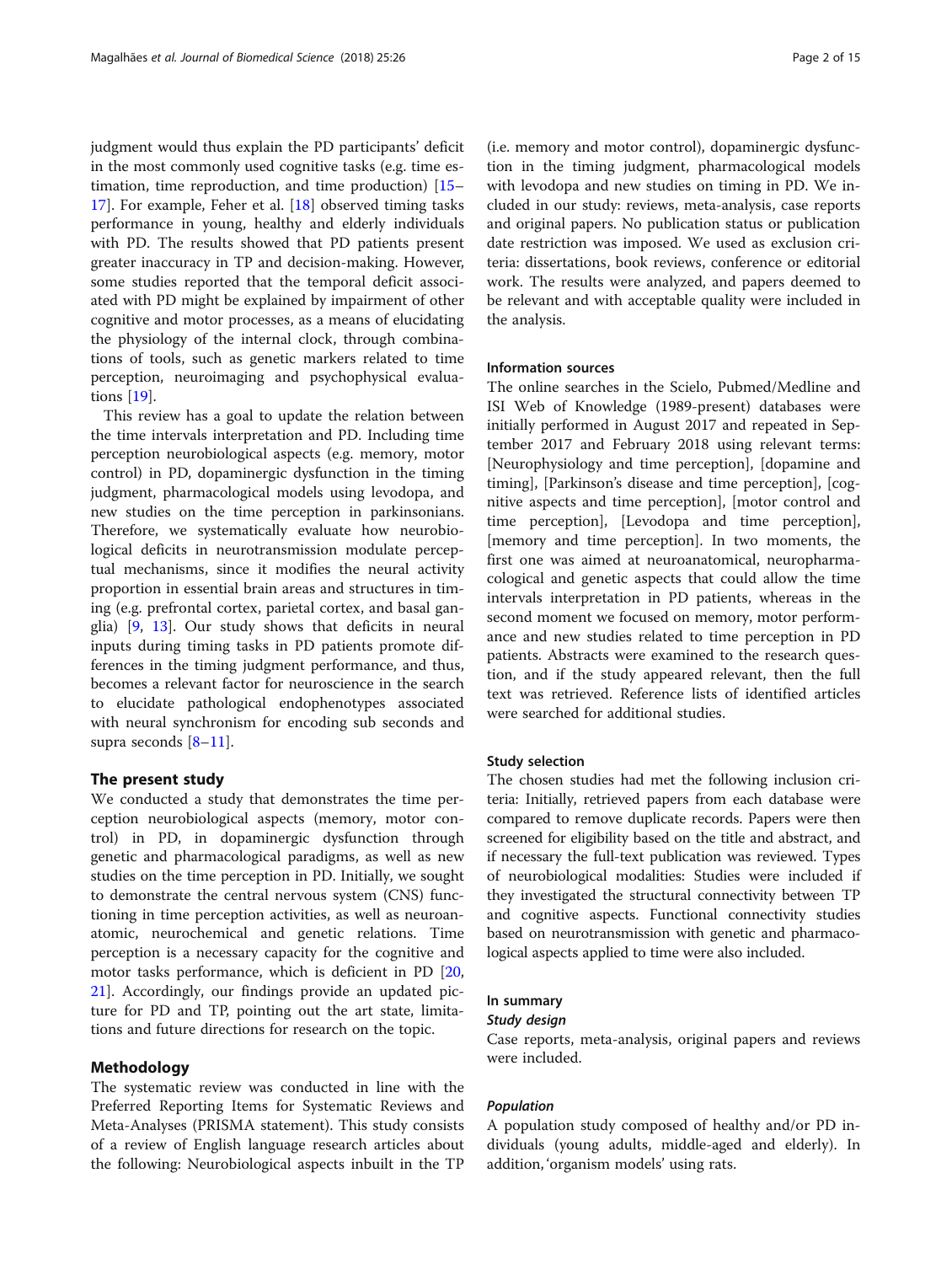judgment would thus explain the PD participants' deficit in the most commonly used cognitive tasks (e.g. time estimation, time reproduction, and time production) [15–17]. For example, Feher et al. [18] observed timing tasks performance in young, healthy and elderly individuals with PD. The results showed that PD patients present greater inaccuracy in TP and decision-making. However, some studies reported that the temporal deficit associated with PD might be explained by impairment of other cognitive and motor processes, as a means of elucidating the physiology of the internal clock, through combinations of tools, such as genetic markers related to time perception, neuroimaging and psychophysical evaluations [19].

This review has a goal to update the relation between the time intervals interpretation and PD. Including time perception neurobiological aspects (e.g. memory, motor control) in PD, dopaminergic dysfunction in the timing judgment, pharmacological models using levodopa, and new studies on the time perception in parkinsonians. Therefore, we systematically evaluate how neurobiological deficits in neurotransmission modulate perceptual mechanisms, since it modifies the neural activity proportion in essential brain areas and structures in timing (e.g. prefrontal cortex, parietal cortex, and basal ganglia) [9, 13]. Our study shows that deficits in neural inputs during timing tasks in PD patients promote differences in the timing judgment performance, and thus, becomes a relevant factor for neuroscience in the search to elucidate pathological endophenotypes associated with neural synchronism for encoding sub seconds and supra seconds [8–11].

## The present study

We conducted a study that demonstrates the time perception neurobiological aspects (memory, motor control) in PD, in dopaminergic dysfunction through genetic and pharmacological paradigms, as well as new studies on the time perception in PD. Initially, we sought to demonstrate the central nervous system (CNS) functioning in time perception activities, as well as neuroanatomic, neurochemical and genetic relations. Time perception is a necessary capacity for the cognitive and motor tasks performance, which is deficient in PD [20, 21]. Accordingly, our findings provide an updated picture for PD and TP, pointing out the art state, limitations and future directions for research on the topic.

## Methodology

The systematic review was conducted in line with the Preferred Reporting Items for Systematic Reviews and Meta-Analyses (PRISMA statement). This study consists of a review of English language research articles about the following: Neurobiological aspects inbuilt in the TP (i.e. memory and motor control), dopaminergic dysfunction in the timing judgment, pharmacological models with levodopa and new studies on timing in PD. We included in our study: reviews, meta-analysis, case reports and original papers. No publication status or publication date restriction was imposed. We used as exclusion criteria: dissertations, book reviews, conference or editorial work. The results were analyzed, and papers deemed to be relevant and with acceptable quality were included in the analysis.

### Information sources

The online searches in the Scielo, Pubmed/Medline and ISI Web of Knowledge (1989-present) databases were initially performed in August 2017 and repeated in September 2017 and February 2018 using relevant terms: [Neurophysiology and time perception], [dopamine and timing], [Parkinson's disease and time perception], [cognitive aspects and time perception], [motor control and time perception], [Levodopa and time perception], [memory and time perception]. In two moments, the first one was aimed at neuroanatomical, neuropharmacological and genetic aspects that could allow the time intervals interpretation in PD patients, whereas in the second moment we focused on memory, motor performance and new studies related to time perception in PD patients. Abstracts were examined to the research question, and if the study appeared relevant, then the full text was retrieved. Reference lists of identified articles were searched for additional studies.

### Study selection

The chosen studies had met the following inclusion criteria: Initially, retrieved papers from each database were compared to remove duplicate records. Papers were then screened for eligibility based on the title and abstract, and if necessary the full-text publication was reviewed. Types of neurobiological modalities: Studies were included if they investigated the structural connectivity between TP and cognitive aspects. Functional connectivity studies based on neurotransmission with genetic and pharmacological aspects applied to time were also included.

### In summary

#### *Study design*

Case reports, meta-analysis, original papers and reviews were included.

#### *Population*

A population study composed of healthy and/or PD individuals (young adults, middle-aged and elderly). In addition, 'organism models' using rats.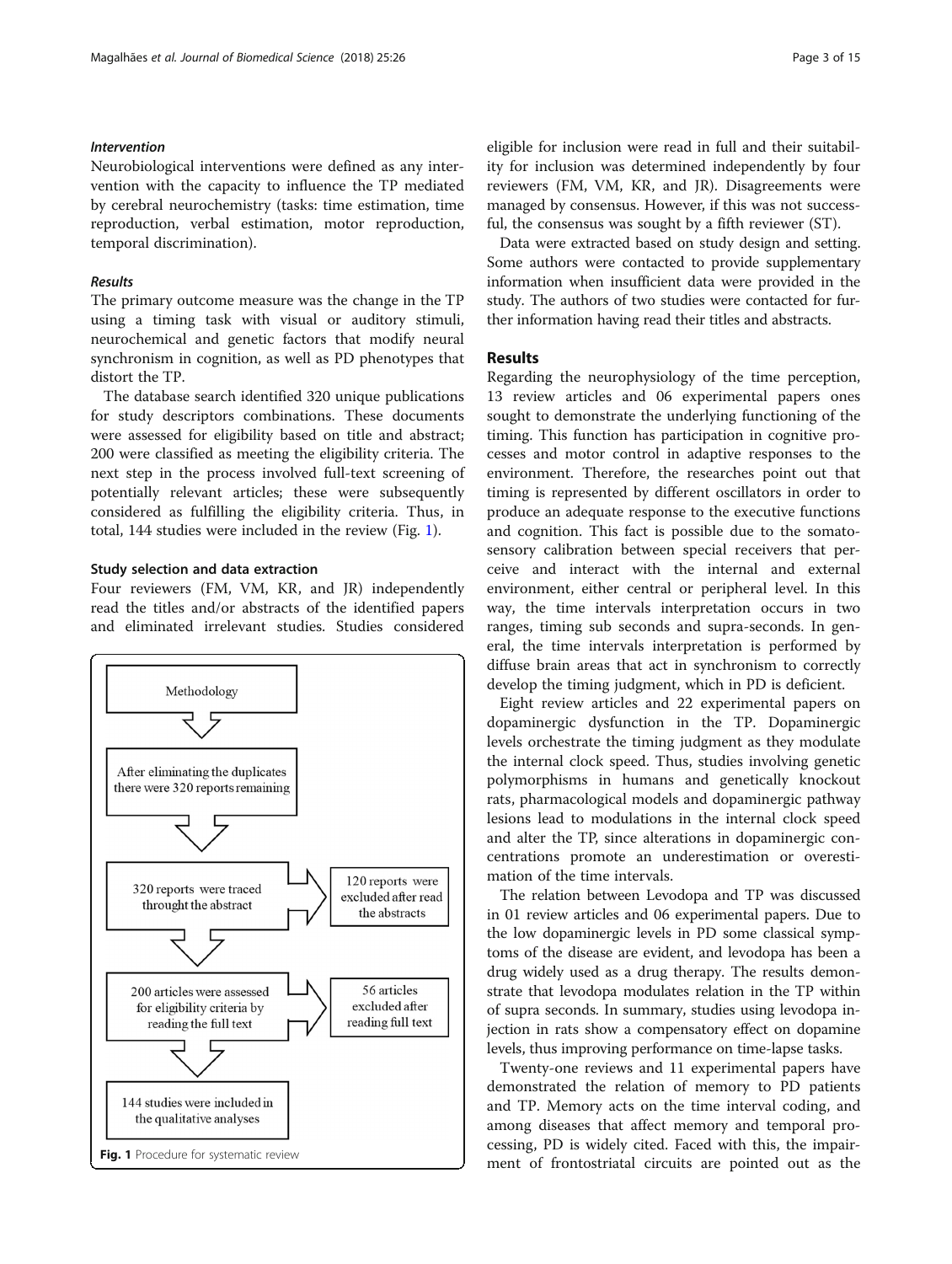#### *Intervention*

Neurobiological interventions were defined as any intervention with the capacity to influence the TP mediated by cerebral neurochemistry (tasks: time estimation, time reproduction, verbal estimation, motor reproduction, temporal discrimination).

#### *Results*

The primary outcome measure was the change in the TP using a timing task with visual or auditory stimuli, neurochemical and genetic factors that modify neural synchronism in cognition, as well as PD phenotypes that distort the TP.

The database search identified 320 unique publications for study descriptors combinations. These documents were assessed for eligibility based on title and abstract; 200 were classified as meeting the eligibility criteria. The next step in the process involved full-text screening of potentially relevant articles; these were subsequently considered as fulfilling the eligibility criteria. Thus, in total, 144 studies were included in the review (Fig. 1).

### Study selection and data extraction

Four reviewers (FM, VM, KR, and JR) independently read the titles and/or abstracts of the identified papers and eliminated irrelevant studies. Studies considered eligible for inclusion were read in full and their suitability for inclusion was determined independently by four reviewers (FM, VM, KR, and JR). Disagreements were managed by consensus. However, if this was not successful, the consensus was sought by a fifth reviewer (ST).

Data were extracted based on study design and setting. Some authors were contacted to provide supplementary information when insufficient data were provided in the study. The authors of two studies were contacted for further information having read their titles and abstracts.

**Fig. 1** Procedure for systematic review

## Results

Regarding the neurophysiology of the time perception, 13 review articles and 06 experimental papers ones sought to demonstrate the underlying functioning of the timing. This function has participation in cognitive processes and motor control in adaptive responses to the environment. Therefore, the researches point out that timing is represented by different oscillators in order to produce an adequate response to the executive functions and cognition. This fact is possible due to the somatosensory calibration between special receivers that perceive and interact with the internal and external environment, either central or peripheral level. In this way, the time intervals interpretation occurs in two ranges, timing sub seconds and supra-seconds. In general, the time intervals interpretation is performed by diffuse brain areas that act in synchronism to correctly develop the timing judgment, which in PD is deficient.

Eight review articles and 22 experimental papers on dopaminergic dysfunction in the TP. Dopaminergic levels orchestrate the timing judgment as they modulate the internal clock speed. Thus, studies involving genetic polymorphisms in humans and genetically knockout rats, pharmacological models and dopaminergic pathway lesions lead to modulations in the internal clock speed and alter the TP, since alterations in dopaminergic concentrations promote an underestimation or overestimation of the time intervals.

The relation between Levodopa and TP was discussed in 01 review articles and 06 experimental papers. Due to the low dopaminergic levels in PD some classical symptoms of the disease are evident, and levodopa has been a drug widely used as a drug therapy. The results demonstrate that levodopa modulates relation in the TP within of supra seconds. In summary, studies using levodopa injection in rats show a compensatory effect on dopamine levels, thus improving performance on time-lapse tasks.

Twenty-one reviews and 11 experimental papers have demonstrated the relation of memory to PD patients and TP. Memory acts on the time interval coding, and among diseases that affect memory and temporal processing, PD is widely cited. Faced with this, the impairment of frontostriatal circuits are pointed out as the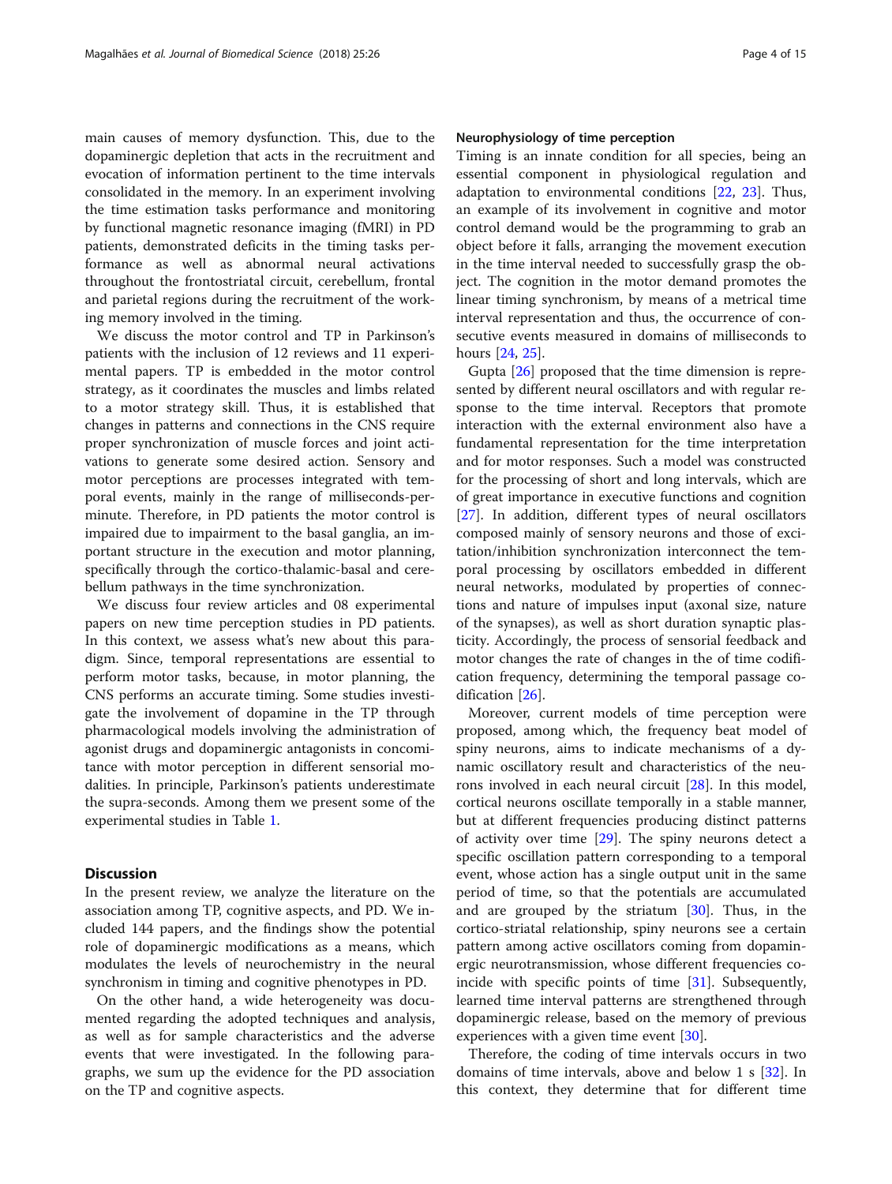main causes of memory dysfunction. This, due to the dopaminergic depletion that acts in the recruitment and evocation of information pertinent to the time intervals consolidated in the memory. In an experiment involving the time estimation tasks performance and monitoring by functional magnetic resonance imaging (fMRI) in PD patients, demonstrated deficits in the timing tasks performance as well as abnormal neural activations throughout the frontostriatal circuit, cerebellum, frontal and parietal regions during the recruitment of the working memory involved in the timing.

We discuss the motor control and TP in Parkinson's patients with the inclusion of 12 reviews and 11 experimental papers. TP is embedded in the motor control strategy, as it coordinates the muscles and limbs related to a motor strategy skill. Thus, it is established that changes in patterns and connections in the CNS require proper synchronization of muscle forces and joint activations to generate some desired action. Sensory and motor perceptions are processes integrated with temporal events, mainly in the range of milliseconds-per-minute. Therefore, in PD patients the motor control is impaired due to impairment to the basal ganglia, an important structure in the execution and motor planning, specifically through the cortico-thalamic-basal and cerebellum pathways in the time synchronization.

We discuss four review articles and 08 experimental papers on new time perception studies in PD patients. In this context, we assess what's new about this paradigm. Since, temporal representations are essential to perform motor tasks, because, in motor planning, the CNS performs an accurate timing. Some studies investigate the involvement of dopamine in the TP through pharmacological models involving the administration of agonist drugs and dopaminergic antagonists in concomitance with motor perception in different sensorial modalities. In principle, Parkinson's patients underestimate the supra-seconds. Among them we present some of the experimental studies in Table 1.

## Discussion

In the present review, we analyze the literature on the association among TP, cognitive aspects, and PD. We included 144 papers, and the findings show the potential role of dopaminergic modifications as a means, which modulates the levels of neurochemistry in the neural synchronism in timing and cognitive phenotypes in PD.

On the other hand, a wide heterogeneity was documented regarding the adopted techniques and analysis, as well as for sample characteristics and the adverse events that were investigated. In the following paragraphs, we sum up the evidence for the PD association on the TP and cognitive aspects.

### Neurophysiology of time perception

Timing is an innate condition for all species, being an essential component in physiological regulation and adaptation to environmental conditions [22, 23]. Thus, an example of its involvement in cognitive and motor control demand would be the programming to grab an object before it falls, arranging the movement execution in the time interval needed to successfully grasp the object. The cognition in the motor demand promotes the linear timing synchronism, by means of a metrical time interval representation and thus, the occurrence of consecutive events measured in domains of milliseconds to hours [24, 25].

Gupta [26] proposed that the time dimension is represented by different neural oscillators and with regular response to the time interval. Receptors that promote interaction with the external environment also have a fundamental representation for the time interpretation and for motor responses. Such a model was constructed for the processing of short and long intervals, which are of great importance in executive functions and cognition [27]. In addition, different types of neural oscillators composed mainly of sensory neurons and those of excitation/inhibition synchronization interconnect the temporal processing by oscillators embedded in different neural networks, modulated by properties of connections and nature of impulses input (axonal size, nature of the synapses), as well as short duration synaptic plasticity. Accordingly, the process of sensorial feedback and motor changes the rate of changes in the of time codification frequency, determining the temporal passage codification [26].

Moreover, current models of time perception were proposed, among which, the frequency beat model of spiny neurons, aims to indicate mechanisms of a dynamic oscillatory result and characteristics of the neurons involved in each neural circuit [28]. In this model, cortical neurons oscillate temporally in a stable manner, but at different frequencies producing distinct patterns of activity over time [29]. The spiny neurons detect a specific oscillation pattern corresponding to a temporal event, whose action has a single output unit in the same period of time, so that the potentials are accumulated and are grouped by the striatum [30]. Thus, in the cortico-striatal relationship, spiny neurons see a certain pattern among active oscillators coming from dopaminergic neurotransmission, whose different frequencies coincide with specific points of time [31]. Subsequently, learned time interval patterns are strengthened through dopaminergic release, based on the memory of previous experiences with a given time event [30].

Therefore, the coding of time intervals occurs in two domains of time intervals, above and below 1 s [32]. In this context, they determine that for different time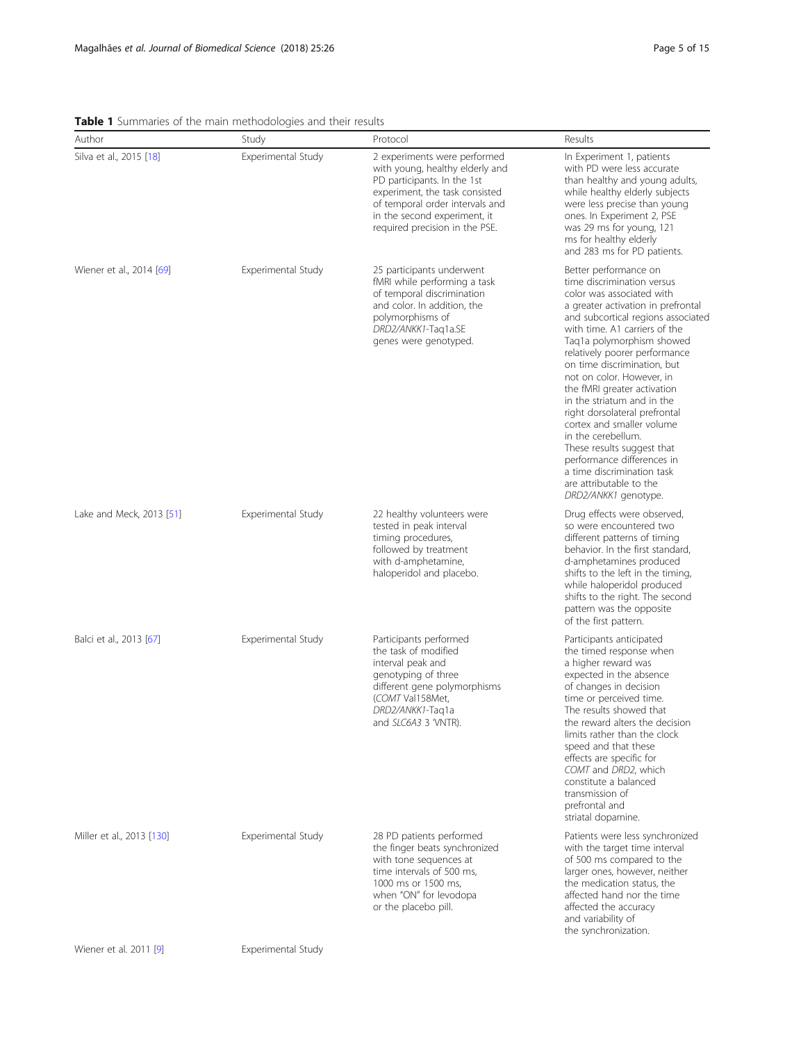**Table 1** Summaries of the main methodologies and their results

| Author | Study | Protocol | Results |
|---|---|---|---|
| Silva et al., 2015 [18] | Experimental Study | 2 experiments were performed with young, healthy elderly and PD participants. In the 1st experiment, the task consisted of temporal order intervals and in the second experiment, it required precision in the PSE. | In Experiment 1, patients with PD were less accurate than healthy and young adults, while healthy elderly subjects were less precise than young ones. In Experiment 2, PSE was 29 ms for young, 121 ms for healthy elderly and 283 ms for PD patients. |
| Wiener et al., 2014 [69] | Experimental Study | 25 participants underwent fMRI while performing a task of temporal discrimination and color. In addition, the polymorphisms of *DRD2/ANKK1*-Taq1a.SE genes were genotyped. | Better performance on time discrimination versus color was associated with a greater activation in prefrontal and subcortical regions associated with time. A1 carriers of the Taq1a polymorphism showed relatively poorer performance on time discrimination, but not on color. However, in the fMRI greater activation in the striatum and in the right dorsolateral prefrontal cortex and smaller volume in the cerebellum. These results suggest that performance differences in a time discrimination task are attributable to the *DRD2/ANKK1* genotype. |
| Lake and Meck, 2013 [51] | Experimental Study | 22 healthy volunteers were tested in peak interval timing procedures, followed by treatment with d-amphetamine, haloperidol and placebo. | Drug effects were observed, so were encountered two different patterns of timing behavior. In the first standard, d-amphetamines produced shifts to the left in the timing, while haloperidol produced shifts to the right. The second pattern was the opposite of the first pattern. |
| Balci et al., 2013 [67] | Experimental Study | Participants performed the task of modified interval peak and genotyping of three different gene polymorphisms (*COMT* Val158Met, *DRD2/ANKK1*-Taq1a and *SLC6A3* 3 'VNTR). | Participants anticipated the timed response when a higher reward was expected in the absence of changes in decision time or perceived time. The results showed that the reward alters the decision limits rather than the clock speed and that these effects are specific for *COMT* and *DRD2*, which constitute a balanced transmission of prefrontal and striatal dopamine. |
| Miller et al., 2013 [130] | Experimental Study | 28 PD patients performed the finger beats synchronized with tone sequences at time intervals of 500 ms, 1000 ms or 1500 ms, when "ON" for levodopa or the placebo pill. | Patients were less synchronized with the target time interval of 500 ms compared to the larger ones, however, neither the medication status, the affected hand nor the time affected the accuracy and variability of the synchronization. |
| Wiener et al. 2011 [9] | Experimental Study | | |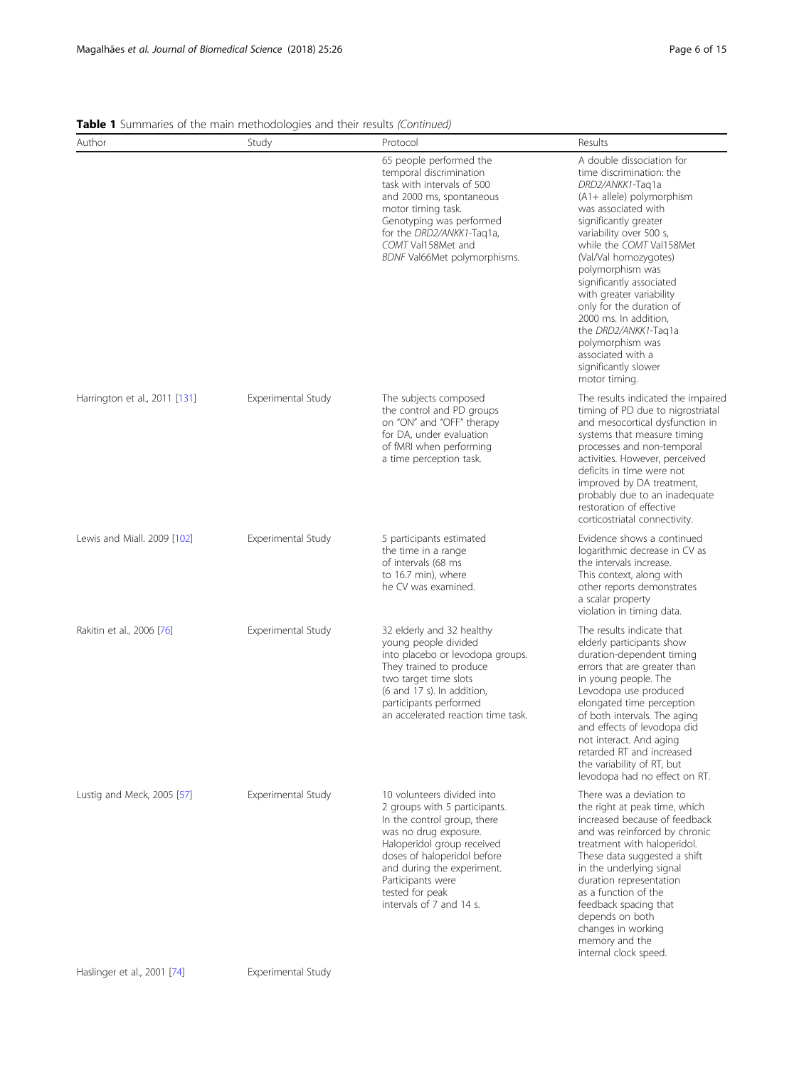**Table 1** Summaries of the main methodologies and their results *(Continued)*

| Author | Study | Protocol | Results |
|---|---|---|---|
| | | 65 people performed the temporal discrimination task with intervals of 500 and 2000 ms, spontaneous motor timing task. Genotyping was performed for the *DRD2/ANKK1*-Taq1a, *COMT* Val158Met and *BDNF* Val66Met polymorphisms. | A double dissociation for time discrimination: the *DRD2/ANKK1*-Taq1a (A1+ allele) polymorphism was associated with significantly greater variability over 500 s, while the *COMT* Val158Met (Val/Val homozygotes) polymorphism was significantly associated with greater variability only for the duration of 2000 ms. In addition, the *DRD2/ANKK1*-Taq1a polymorphism was associated with a significantly slower motor timing. |
| Harrington et al., 2011 [131] | Experimental Study | The subjects composed the control and PD groups on "ON" and "OFF" therapy for DA, under evaluation of fMRI when performing a time perception task. | The results indicated the impaired timing of PD due to nigrostriatal and mesocortical dysfunction in systems that measure timing processes and non-temporal activities. However, perceived deficits in time were not improved by DA treatment, probably due to an inadequate restoration of effective corticostriatal connectivity. |
| Lewis and Miall. 2009 [102] | Experimental Study | 5 participants estimated the time in a range of intervals (68 ms to 16.7 min), where he CV was examined. | Evidence shows a continued logarithmic decrease in CV as the intervals increase. This context, along with other reports demonstrates a scalar property violation in timing data. |
| Rakitin et al., 2006 [76] | Experimental Study | 32 elderly and 32 healthy young people divided into placebo or levodopa groups. They trained to produce two target time slots (6 and 17 s). In addition, participants performed an accelerated reaction time task. | The results indicate that elderly participants show duration-dependent timing errors that are greater than in young people. The Levodopa use produced elongated time perception of both intervals. The aging and effects of levodopa did not interact. And aging retarded RT and increased the variability of RT, but levodopa had no effect on RT. |
| Lustig and Meck, 2005 [57] | Experimental Study | 10 volunteers divided into 2 groups with 5 participants. In the control group, there was no drug exposure. Haloperidol group received doses of haloperidol before and during the experiment. Participants were tested for peak intervals of 7 and 14 s. | There was a deviation to the right at peak time, which increased because of feedback and was reinforced by chronic treatment with haloperidol. These data suggested a shift in the underlying signal duration representation as a function of the feedback spacing that depends on both changes in working memory and the internal clock speed. |
| Haslinger et al., 2001 [74] | Experimental Study | | |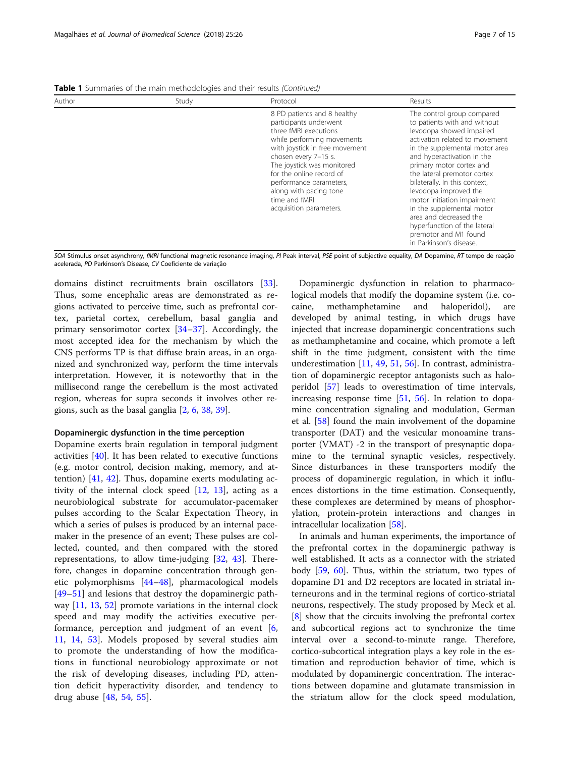**Table 1** Summaries of the main methodologies and their results *(Continued)*

| Author | Study | Protocol | Results |
| --- | --- | --- | --- |
| | | 8 PD patients and 8 healthy participants underwent three fMRI executions while performing movements with joystick in free movement chosen every 7–15 s. The joystick was monitored for the online record of performance parameters, along with pacing tone time and fMRI acquisition parameters. | The control group compared to patients with and without levodopa showed impaired activation related to movement in the supplemental motor area and hyperactivation in the primary motor cortex and the lateral premotor cortex bilaterally. In this context, levodopa improved the motor initiation impairment in the supplemental motor area and decreased the hyperfunction of the lateral premotor and M1 found in Parkinson's disease. |

*SOA* Stimulus onset asynchrony, *fMRI* functional magnetic resonance imaging, *PI* Peak interval, *PSE* point of subjective equality, *DA* Dopamine, *RT* tempo de reação acelerada, *PD* Parkinson's Disease, *CV* Coeficiente de variação

domains distinct recruitments brain oscillators [33]. Thus, some encephalic areas are demonstrated as regions activated to perceive time, such as prefrontal cortex, parietal cortex, cerebellum, basal ganglia and primary sensorimotor cortex [34–37]. Accordingly, the most accepted idea for the mechanism by which the CNS performs TP is that diffuse brain areas, in an organized and synchronized way, perform the time intervals interpretation. However, it is noteworthy that in the millisecond range the cerebellum is the most activated region, whereas for supra seconds it involves other regions, such as the basal ganglia [2, 6, 38, 39].

#### Dopaminergic dysfunction in the time perception

Dopamine exerts brain regulation in temporal judgment activities [40]. It has been related to executive functions (e.g. motor control, decision making, memory, and attention) [41, 42]. Thus, dopamine exerts modulating activity of the internal clock speed [12, 13], acting as a neurobiological substrate for accumulator-pacemaker pulses according to the Scalar Expectation Theory, in which a series of pulses is produced by an internal pacemaker in the presence of an event; These pulses are collected, counted, and then compared with the stored representations, to allow time-judging [32, 43]. Therefore, changes in dopamine concentration through genetic polymorphisms [44–48], pharmacological models [49–51] and lesions that destroy the dopaminergic pathway [11, 13, 52] promote variations in the internal clock speed and may modify the activities executive performance, perception and judgment of an event [6, 11, 14, 53]. Models proposed by several studies aim to promote the understanding of how the modifications in functional neurobiology approximate or not the risk of developing diseases, including PD, attention deficit hyperactivity disorder, and tendency to drug abuse [48, 54, 55].

Dopaminergic dysfunction in relation to pharmacological models that modify the dopamine system (i.e. cocaine, methamphetamine and haloperidol), are developed by animal testing, in which drugs have injected that increase dopaminergic concentrations such as methamphetamine and cocaine, which promote a left shift in the time judgment, consistent with the time underestimation [11, 49, 51, 56]. In contrast, administration of dopaminergic receptor antagonists such as haloperidol [57] leads to overestimation of time intervals, increasing response time [51, 56]. In relation to dopamine concentration signaling and modulation, German et al. [58] found the main involvement of the dopamine transporter (DAT) and the vesicular monoamine transporter (VMAT) -2 in the transport of presynaptic dopamine to the terminal synaptic vesicles, respectively. Since disturbances in these transporters modify the process of dopaminergic regulation, in which it influences distortions in the time estimation. Consequently, these complexes are determined by means of phosphorylation, protein-protein interactions and changes in intracellular localization [58].

In animals and human experiments, the importance of the prefrontal cortex in the dopaminergic pathway is well established. It acts as a connector with the striated body [59, 60]. Thus, within the striatum, two types of dopamine D1 and D2 receptors are located in striatal interneurons and in the terminal regions of cortico-striatal neurons, respectively. The study proposed by Meck et al. [8] show that the circuits involving the prefrontal cortex and subcortical regions act to synchronize the time interval over a second-to-minute range. Therefore, cortico-subcortical integration plays a key role in the estimation and reproduction behavior of time, which is modulated by dopaminergic concentration. The interactions between dopamine and glutamate transmission in the striatum allow for the clock speed modulation,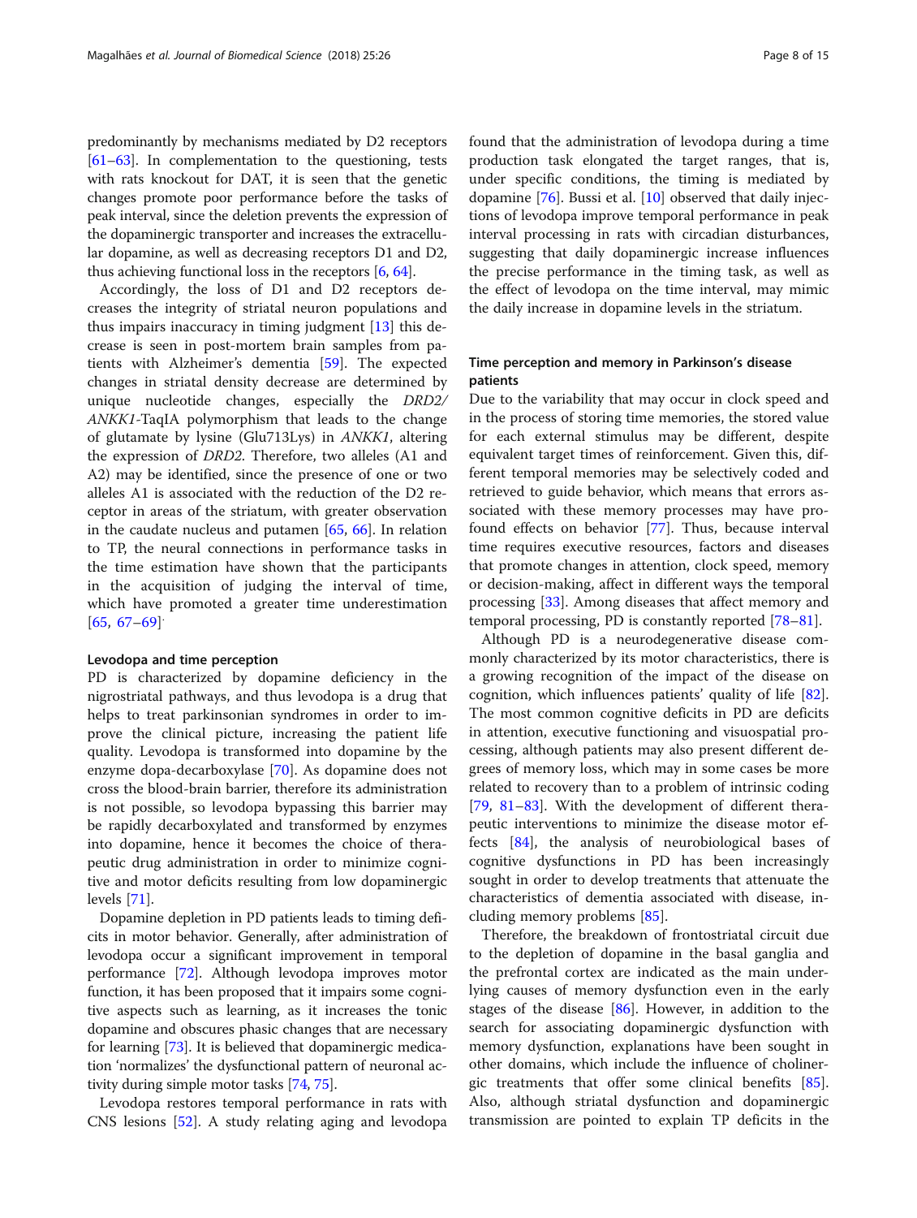predominantly by mechanisms mediated by D2 receptors [61–63]. In complementation to the questioning, tests with rats knockout for DAT, it is seen that the genetic changes promote poor performance before the tasks of peak interval, since the deletion prevents the expression of the dopaminergic transporter and increases the extracellular dopamine, as well as decreasing receptors D1 and D2, thus achieving functional loss in the receptors [6, 64].

Accordingly, the loss of D1 and D2 receptors decreases the integrity of striatal neuron populations and thus impairs inaccuracy in timing judgment [13] this decrease is seen in post-mortem brain samples from patients with Alzheimer's dementia [59]. The expected changes in striatal density decrease are determined by unique nucleotide changes, especially the *DRD2/ANKK1*-TaqIA polymorphism that leads to the change of glutamate by lysine (Glu713Lys) in *ANKK1*, altering the expression of *DRD2*. Therefore, two alleles (A1 and A2) may be identified, since the presence of one or two alleles A1 is associated with the reduction of the D2 receptor in areas of the striatum, with greater observation in the caudate nucleus and putamen [65, 66]. In relation to TP, the neural connections in performance tasks in the time estimation have shown that the participants in the acquisition of judging the interval of time, which have promoted a greater time underestimation [65, 67–69].

### Levodopa and time perception

PD is characterized by dopamine deficiency in the nigrostriatal pathways, and thus levodopa is a drug that helps to treat parkinsonian syndromes in order to improve the clinical picture, increasing the patient life quality. Levodopa is transformed into dopamine by the enzyme dopa-decarboxylase [70]. As dopamine does not cross the blood-brain barrier, therefore its administration is not possible, so levodopa bypassing this barrier may be rapidly decarboxylated and transformed by enzymes into dopamine, hence it becomes the choice of therapeutic drug administration in order to minimize cognitive and motor deficits resulting from low dopaminergic levels [71].

Dopamine depletion in PD patients leads to timing deficits in motor behavior. Generally, after administration of levodopa occur a significant improvement in temporal performance [72]. Although levodopa improves motor function, it has been proposed that it impairs some cognitive aspects such as learning, as it increases the tonic dopamine and obscures phasic changes that are necessary for learning [73]. It is believed that dopaminergic medication 'normalizes' the dysfunctional pattern of neuronal activity during simple motor tasks [74, 75].

Levodopa restores temporal performance in rats with CNS lesions [52]. A study relating aging and levodopa found that the administration of levodopa during a time production task elongated the target ranges, that is, under specific conditions, the timing is mediated by dopamine [76]. Bussi et al. [10] observed that daily injections of levodopa improve temporal performance in peak interval processing in rats with circadian disturbances, suggesting that daily dopaminergic increase influences the precise performance in the timing task, as well as the effect of levodopa on the time interval, may mimic the daily increase in dopamine levels in the striatum.

## Time perception and memory in Parkinson's disease patients

Due to the variability that may occur in clock speed and in the process of storing time memories, the stored value for each external stimulus may be different, despite equivalent target times of reinforcement. Given this, different temporal memories may be selectively coded and retrieved to guide behavior, which means that errors associated with these memory processes may have profound effects on behavior [77]. Thus, because interval time requires executive resources, factors and diseases that promote changes in attention, clock speed, memory or decision-making, affect in different ways the temporal processing [33]. Among diseases that affect memory and temporal processing, PD is constantly reported [78–81].

Although PD is a neurodegenerative disease commonly characterized by its motor characteristics, there is a growing recognition of the impact of the disease on cognition, which influences patients' quality of life [82]. The most common cognitive deficits in PD are deficits in attention, executive functioning and visuospatial processing, although patients may also present different degrees of memory loss, which may in some cases be more related to recovery than to a problem of intrinsic coding [79, 81–83]. With the development of different therapeutic interventions to minimize the disease motor effects [84], the analysis of neurobiological bases of cognitive dysfunctions in PD has been increasingly sought in order to develop treatments that attenuate the characteristics of dementia associated with disease, including memory problems [85].

Therefore, the breakdown of frontostriatal circuit due to the depletion of dopamine in the basal ganglia and the prefrontal cortex are indicated as the main underlying causes of memory dysfunction even in the early stages of the disease [86]. However, in addition to the search for associating dopaminergic dysfunction with memory dysfunction, explanations have been sought in other domains, which include the influence of cholinergic treatments that offer some clinical benefits [85]. Also, although striatal dysfunction and dopaminergic transmission are pointed to explain TP deficits in the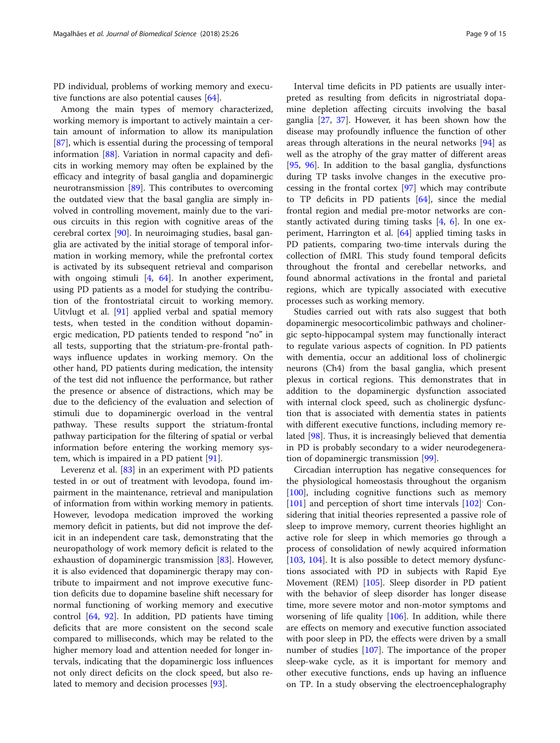PD individual, problems of working memory and executive functions are also potential causes [64].

Among the main types of memory characterized, working memory is important to actively maintain a certain amount of information to allow its manipulation [87], which is essential during the processing of temporal information [88]. Variation in normal capacity and deficits in working memory may often be explained by the efficacy and integrity of basal ganglia and dopaminergic neurotransmission [89]. This contributes to overcoming the outdated view that the basal ganglia are simply involved in controlling movement, mainly due to the various circuits in this region with cognitive areas of the cerebral cortex [90]. In neuroimaging studies, basal ganglia are activated by the initial storage of temporal information in working memory, while the prefrontal cortex is activated by its subsequent retrieval and comparison with ongoing stimuli [4, 64]. In another experiment, using PD patients as a model for studying the contribution of the frontostriatal circuit to working memory. Uitvlugt et al. [91] applied verbal and spatial memory tests, when tested in the condition without dopaminergic medication, PD patients tended to respond "no" in all tests, supporting that the striatum-pre-frontal pathways influence updates in working memory. On the other hand, PD patients during medication, the intensity of the test did not influence the performance, but rather the presence or absence of distractions, which may be due to the deficiency of the evaluation and selection of stimuli due to dopaminergic overload in the ventral pathway. These results support the striatum-frontal pathway participation for the filtering of spatial or verbal information before entering the working memory system, which is impaired in a PD patient [91].

Leverenz et al. [83] in an experiment with PD patients tested in or out of treatment with levodopa, found impairment in the maintenance, retrieval and manipulation of information from within working memory in patients. However, levodopa medication improved the working memory deficit in patients, but did not improve the deficit in an independent care task, demonstrating that the neuropathology of work memory deficit is related to the exhaustion of dopaminergic transmission [83]. However, it is also evidenced that dopaminergic therapy may contribute to impairment and not improve executive function deficits due to dopamine baseline shift necessary for normal functioning of working memory and executive control [64, 92]. In addition, PD patients have timing deficits that are more consistent on the second scale compared to milliseconds, which may be related to the higher memory load and attention needed for longer intervals, indicating that the dopaminergic loss influences not only direct deficits on the clock speed, but also related to memory and decision processes [93].

Interval time deficits in PD patients are usually interpreted as resulting from deficits in nigrostriatal dopamine depletion affecting circuits involving the basal ganglia [27, 37]. However, it has been shown how the disease may profoundly influence the function of other areas through alterations in the neural networks [94] as well as the atrophy of the gray matter of different areas [95, 96]. In addition to the basal ganglia, dysfunctions during TP tasks involve changes in the executive processing in the frontal cortex [97] which may contribute to TP deficits in PD patients [64], since the medial frontal region and medial pre-motor networks are constantly activated during timing tasks [4, 6]. In one experiment, Harrington et al. [64] applied timing tasks in PD patients, comparing two-time intervals during the collection of fMRI. This study found temporal deficits throughout the frontal and cerebellar networks, and found abnormal activations in the frontal and parietal regions, which are typically associated with executive processes such as working memory.

Studies carried out with rats also suggest that both dopaminergic mesocorticolimbic pathways and cholinergic septo-hippocampal system may functionally interact to regulate various aspects of cognition. In PD patients with dementia, occur an additional loss of cholinergic neurons (Ch4) from the basal ganglia, which present plexus in cortical regions. This demonstrates that in addition to the dopaminergic dysfunction associated with internal clock speed, such as cholinergic dysfunction that is associated with dementia states in patients with different executive functions, including memory related [98]. Thus, it is increasingly believed that dementia in PD is probably secondary to a wider neurodegeneration of dopaminergic transmission [99].

Circadian interruption has negative consequences for the physiological homeostasis throughout the organism [100], including cognitive functions such as memory [101] and perception of short time intervals [102]. Considering that initial theories represented a passive role of sleep to improve memory, current theories highlight an active role for sleep in which memories go through a process of consolidation of newly acquired information [103, 104]. It is also possible to detect memory dysfunctions associated with PD in subjects with Rapid Eye Movement (REM) [105]. Sleep disorder in PD patient with the behavior of sleep disorder has longer disease time, more severe motor and non-motor symptoms and worsening of life quality [106]. In addition, while there are effects on memory and executive function associated with poor sleep in PD, the effects were driven by a small number of studies [107]. The importance of the proper sleep-wake cycle, as it is important for memory and other executive functions, ends up having an influence on TP. In a study observing the electroencephalography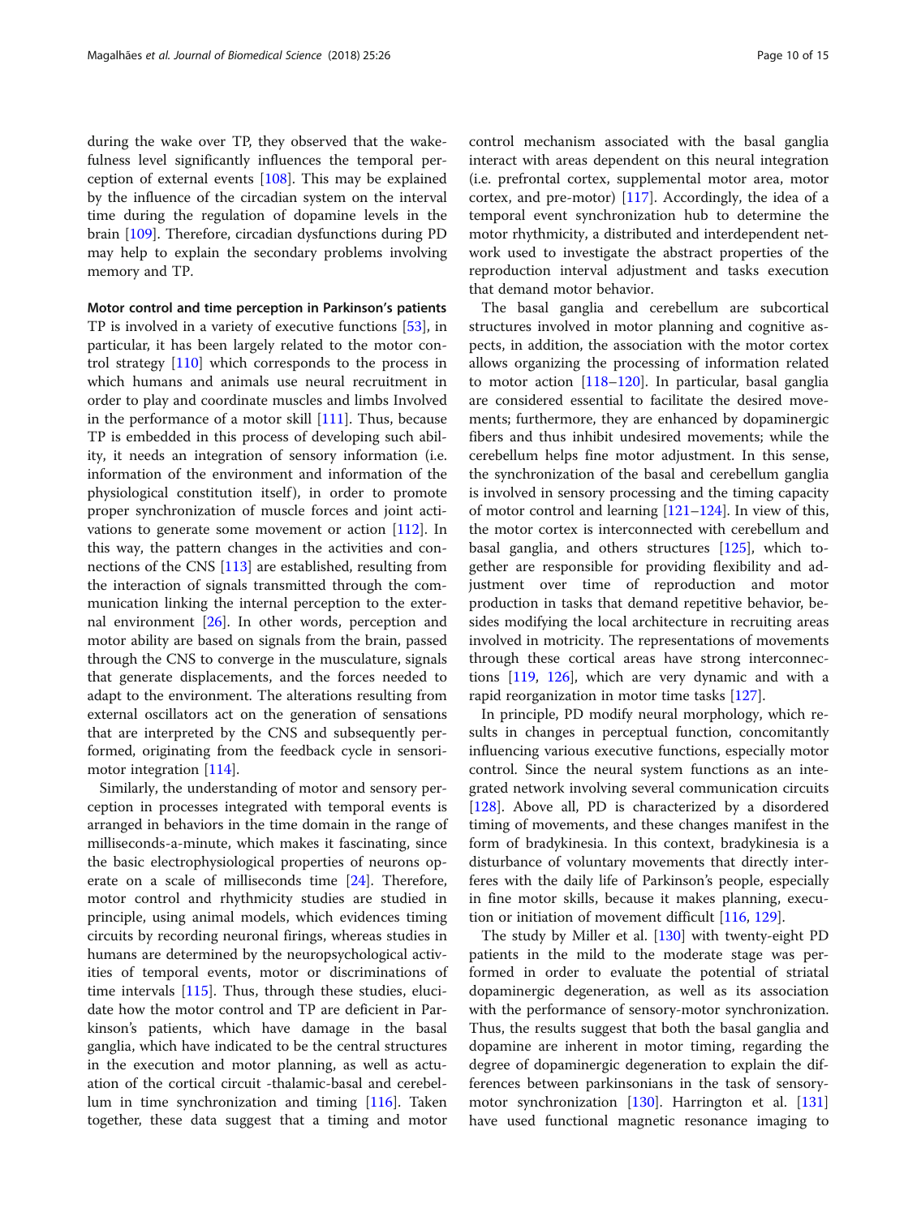during the wake over TP, they observed that the wakefulness level significantly influences the temporal perception of external events [108]. This may be explained by the influence of the circadian system on the interval time during the regulation of dopamine levels in the brain [109]. Therefore, circadian dysfunctions during PD may help to explain the secondary problems involving memory and TP.

**Motor control and time perception in Parkinson's patients**

TP is involved in a variety of executive functions [53], in particular, it has been largely related to the motor control strategy [110] which corresponds to the process in which humans and animals use neural recruitment in order to play and coordinate muscles and limbs Involved in the performance of a motor skill [111]. Thus, because TP is embedded in this process of developing such ability, it needs an integration of sensory information (i.e. information of the environment and information of the physiological constitution itself), in order to promote proper synchronization of muscle forces and joint activations to generate some movement or action [112]. In this way, the pattern changes in the activities and connections of the CNS [113] are established, resulting from the interaction of signals transmitted through the communication linking the internal perception to the external environment [26]. In other words, perception and motor ability are based on signals from the brain, passed through the CNS to converge in the musculature, signals that generate displacements, and the forces needed to adapt to the environment. The alterations resulting from external oscillators act on the generation of sensations that are interpreted by the CNS and subsequently performed, originating from the feedback cycle in sensorimotor integration [114].

Similarly, the understanding of motor and sensory perception in processes integrated with temporal events is arranged in behaviors in the time domain in the range of milliseconds-a-minute, which makes it fascinating, since the basic electrophysiological properties of neurons operate on a scale of milliseconds time [24]. Therefore, motor control and rhythmicity studies are studied in principle, using animal models, which evidences timing circuits by recording neuronal firings, whereas studies in humans are determined by the neuropsychological activities of temporal events, motor or discriminations of time intervals [115]. Thus, through these studies, elucidate how the motor control and TP are deficient in Parkinson's patients, which have damage in the basal ganglia, which have indicated to be the central structures in the execution and motor planning, as well as actuation of the cortical circuit -thalamic-basal and cerebellum in time synchronization and timing [116]. Taken together, these data suggest that a timing and motor control mechanism associated with the basal ganglia interact with areas dependent on this neural integration (i.e. prefrontal cortex, supplemental motor area, motor cortex, and pre-motor) [117]. Accordingly, the idea of a temporal event synchronization hub to determine the motor rhythmicity, a distributed and interdependent network used to investigate the abstract properties of the reproduction interval adjustment and tasks execution that demand motor behavior.

The basal ganglia and cerebellum are subcortical structures involved in motor planning and cognitive aspects, in addition, the association with the motor cortex allows organizing the processing of information related to motor action [118–120]. In particular, basal ganglia are considered essential to facilitate the desired movements; furthermore, they are enhanced by dopaminergic fibers and thus inhibit undesired movements; while the cerebellum helps fine motor adjustment. In this sense, the synchronization of the basal and cerebellum ganglia is involved in sensory processing and the timing capacity of motor control and learning [121–124]. In view of this, the motor cortex is interconnected with cerebellum and basal ganglia, and others structures [125], which together are responsible for providing flexibility and adjustment over time of reproduction and motor production in tasks that demand repetitive behavior, besides modifying the local architecture in recruiting areas involved in motricity. The representations of movements through these cortical areas have strong interconnections [119, 126], which are very dynamic and with a rapid reorganization in motor time tasks [127].

In principle, PD modify neural morphology, which results in changes in perceptual function, concomitantly influencing various executive functions, especially motor control. Since the neural system functions as an integrated network involving several communication circuits [128]. Above all, PD is characterized by a disordered timing of movements, and these changes manifest in the form of bradykinesia. In this context, bradykinesia is a disturbance of voluntary movements that directly interferes with the daily life of Parkinson's people, especially in fine motor skills, because it makes planning, execution or initiation of movement difficult [116, 129].

The study by Miller et al. [130] with twenty-eight PD patients in the mild to the moderate stage was performed in order to evaluate the potential of striatal dopaminergic degeneration, as well as its association with the performance of sensory-motor synchronization. Thus, the results suggest that both the basal ganglia and dopamine are inherent in motor timing, regarding the degree of dopaminergic degeneration to explain the differences between parkinsonians in the task of sensory-motor synchronization [130]. Harrington et al. [131] have used functional magnetic resonance imaging to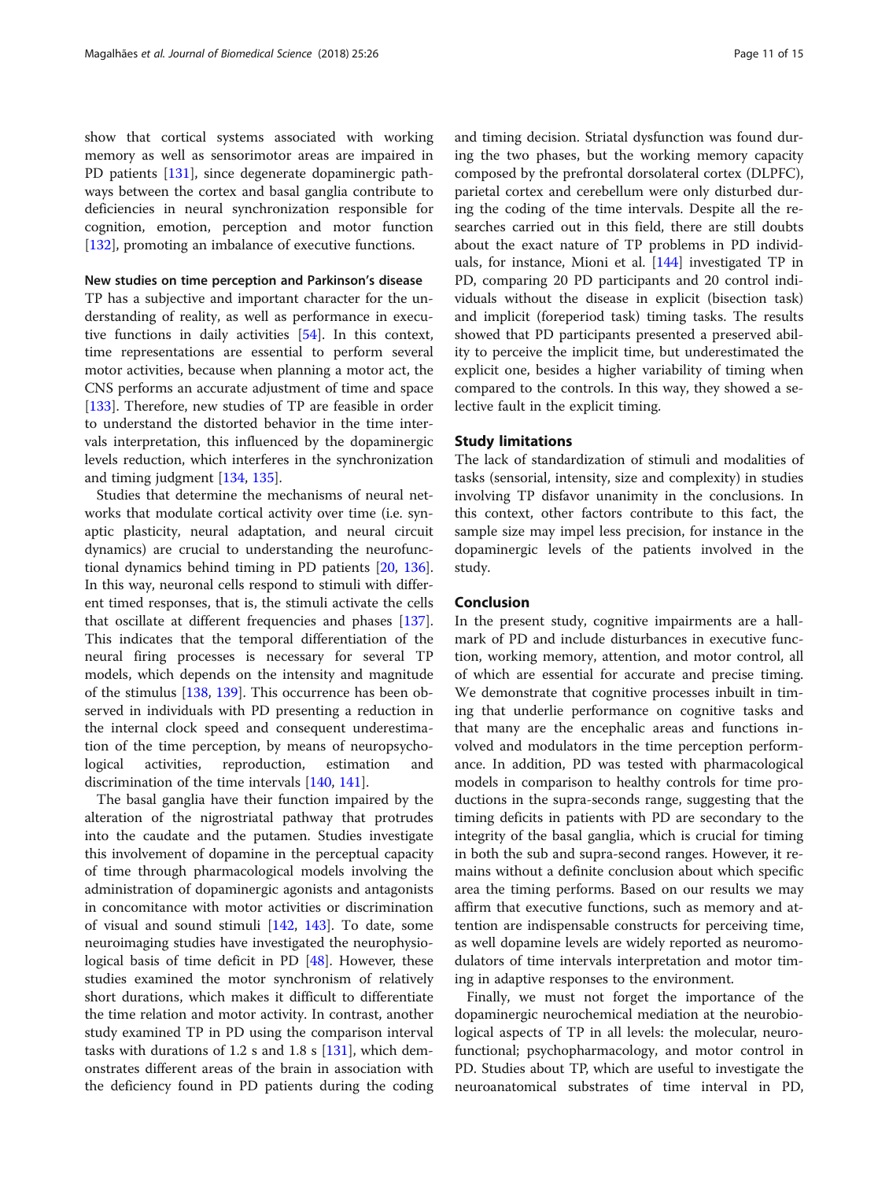show that cortical systems associated with working memory as well as sensorimotor areas are impaired in PD patients [131], since degenerate dopaminergic pathways between the cortex and basal ganglia contribute to deficiencies in neural synchronization responsible for cognition, emotion, perception and motor function [132], promoting an imbalance of executive functions.

#### New studies on time perception and Parkinson's disease

TP has a subjective and important character for the understanding of reality, as well as performance in executive functions in daily activities [54]. In this context, time representations are essential to perform several motor activities, because when planning a motor act, the CNS performs an accurate adjustment of time and space [133]. Therefore, new studies of TP are feasible in order to understand the distorted behavior in the time intervals interpretation, this influenced by the dopaminergic levels reduction, which interferes in the synchronization and timing judgment [134, 135].

Studies that determine the mechanisms of neural networks that modulate cortical activity over time (i.e. synaptic plasticity, neural adaptation, and neural circuit dynamics) are crucial to understanding the neurofunctional dynamics behind timing in PD patients [20, 136]. In this way, neuronal cells respond to stimuli with different timed responses, that is, the stimuli activate the cells that oscillate at different frequencies and phases [137]. This indicates that the temporal differentiation of the neural firing processes is necessary for several TP models, which depends on the intensity and magnitude of the stimulus [138, 139]. This occurrence has been observed in individuals with PD presenting a reduction in the internal clock speed and consequent underestimation of the time perception, by means of neuropsychological activities, reproduction, estimation and discrimination of the time intervals [140, 141].

The basal ganglia have their function impaired by the alteration of the nigrostriatal pathway that protrudes into the caudate and the putamen. Studies investigate this involvement of dopamine in the perceptual capacity of time through pharmacological models involving the administration of dopaminergic agonists and antagonists in concomitance with motor activities or discrimination of visual and sound stimuli [142, 143]. To date, some neuroimaging studies have investigated the neurophysiological basis of time deficit in PD [48]. However, these studies examined the motor synchronism of relatively short durations, which makes it difficult to differentiate the time relation and motor activity. In contrast, another study examined TP in PD using the comparison interval tasks with durations of 1.2 s and 1.8 s [131], which demonstrates different areas of the brain in association with the deficiency found in PD patients during the coding and timing decision. Striatal dysfunction was found during the two phases, but the working memory capacity composed by the prefrontal dorsolateral cortex (DLPFC), parietal cortex and cerebellum were only disturbed during the coding of the time intervals. Despite all the researches carried out in this field, there are still doubts about the exact nature of TP problems in PD individuals, for instance, Mioni et al. [144] investigated TP in PD, comparing 20 PD participants and 20 control individuals without the disease in explicit (bisection task) and implicit (foreperiod task) timing tasks. The results showed that PD participants presented a preserved ability to perceive the implicit time, but underestimated the explicit one, besides a higher variability of timing when compared to the controls. In this way, they showed a selective fault in the explicit timing.

## Study limitations

The lack of standardization of stimuli and modalities of tasks (sensorial, intensity, size and complexity) in studies involving TP disfavor unanimity in the conclusions. In this context, other factors contribute to this fact, the sample size may impel less precision, for instance in the dopaminergic levels of the patients involved in the study.

## Conclusion

In the present study, cognitive impairments are a hallmark of PD and include disturbances in executive function, working memory, attention, and motor control, all of which are essential for accurate and precise timing. We demonstrate that cognitive processes inbuilt in timing that underlie performance on cognitive tasks and that many are the encephalic areas and functions involved and modulators in the time perception performance. In addition, PD was tested with pharmacological models in comparison to healthy controls for time productions in the supra-seconds range, suggesting that the timing deficits in patients with PD are secondary to the integrity of the basal ganglia, which is crucial for timing in both the sub and supra-second ranges. However, it remains without a definite conclusion about which specific area the timing performs. Based on our results we may affirm that executive functions, such as memory and attention are indispensable constructs for perceiving time, as well dopamine levels are widely reported as neuromodulators of time intervals interpretation and motor timing in adaptive responses to the environment.

Finally, we must not forget the importance of the dopaminergic neurochemical mediation at the neurobiological aspects of TP in all levels: the molecular, neurofunctional; psychopharmacology, and motor control in PD. Studies about TP, which are useful to investigate the neuroanatomical substrates of time interval in PD,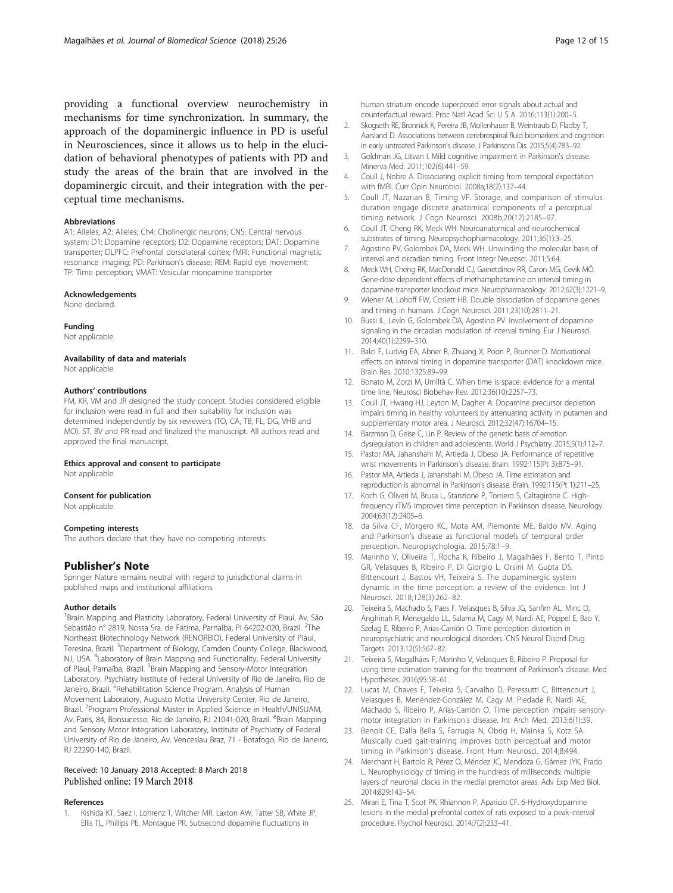providing a functional overview neurochemistry in mechanisms for time synchronization. In summary, the approach of the dopaminergic influence in PD is useful in Neurosciences, since it allows us to help in the elucidation of behavioral phenotypes of patients with PD and study the areas of the brain that are involved in the dopaminergic circuit, and their integration with the perceptual time mechanisms.

#### Abbreviations

A1: Alleles; A2: Alleles; Ch4: Cholinergic neurons; CNS: Central nervous system; D1: Dopamine receptors; D2: Dopamine receptors; DAT: Dopamine transporter; DLPFC: Prefrontal dorsolateral cortex; fMRI: Functional magnetic resonance imaging; PD: Parkinson's disease; REM: Rapid eye movement; TP: Time perception; VMAT: Vesicular monoamine transporter

#### Acknowledgements

None declared.

#### Funding

Not applicable.

#### Availability of data and materials

Not applicable.

#### Authors' contributions

FM, KR, VM and JR designed the study concept. Studies considered eligible for inclusion were read in full and their suitability for inclusion was determined independently by six reviewers (TO, CA, TB, FL, DG, VHB and MO). ST, BV and PR read and finalized the manuscript. All authors read and approved the final manuscript.

#### Ethics approval and consent to participate

Not applicable.

#### Consent for publication

Not applicable.

#### Competing interests

The authors declare that they have no competing interests.

## Publisher's Note

Springer Nature remains neutral with regard to jurisdictional claims in published maps and institutional affiliations.

#### Author details

[1]Brain Mapping and Plasticity Laboratory, Federal University of Piauí, Av. São Sebastião n° 2819, Nossa Sra. de Fátima, Parnaíba, PI 64202-020, Brazil. [2]The Northeast Biotechnology Network (RENORBIO), Federal University of Piauí, Teresina, Brazil. [3]Department of Biology, Camden County College, Blackwood, NJ, USA. [4]Laboratory of Brain Mapping and Functionality, Federal University of Piauí, Parnaíba, Brazil. [5]Brain Mapping and Sensory-Motor Integration Laboratory, Psychiatry Institute of Federal University of Rio de Janeiro, Rio de Janeiro, Brazil. [6]Rehabilitation Science Program, Analysis of Human Movement Laboratory, Augusto Motta University Center, Rio de Janeiro, Brazil. [7]Program Professional Master in Applied Science in Health/UNISUAM, Av. Paris, 84, Bonsucesso, Rio de Janeiro, RJ 21041-020, Brazil. [8]Brain Mapping and Sensory Motor Integration Laboratory, Institute of Psychiatry of Federal University of Rio de Janeiro, Av. Venceslau Braz, 71 - Botafogo, Rio de Janeiro, RJ 22290-140, Brazil.

Received: 10 January 2018 Accepted: 8 March 2018
Published online: 19 March 2018

#### References

1. Kishida KT, Saez I, Lohrenz T, Witcher MR, Laxton AW, Tatter SB, White JP, Ellis TL, Phillips PE, Montague PR. Subsecond dopamine fluctuations in human striatum encode superposed error signals about actual and counterfactual reward. Proc Natl Acad Sci U S A. 2016;113(1):200–5.
2. Skogseth RE, Bronnick K, Pereira JB, Mollenhauer B, Weintraub D, Fladby T, Aarsland D. Associations between cerebrospinal fluid biomarkers and cognition in early untreated Parkinson's disease. J Parkinsons Dis. 2015;5(4):783–92.
3. Goldman JG, Litvan I. Mild cognitive impairment in Parkinson's disease. Minerva Med. 2011;102(6):441–59.
4. Coull J, Nobre A. Dissociating explicit timing from temporal expectation with fMRI. Curr Opin Neurobiol. 2008a;18(2):137–44.
5. Coull JT, Nazarian B, Timing VF. Storage, and comparison of stimulus duration engage discrete anatomical components of a perceptual timing network. J Cogn Neurosci. 2008b;20(12):2185–97.
6. Coull JT, Cheng RK, Meck WH. Neuroanatomical and neurochemical substrates of timing. Neuropsychopharmacology. 2011;36(1):3–25.
7. Agostino PV, Golombek DA, Meck WH. Unwinding the molecular basis of interval and circadian timing. Front Integr Neurosci. 2011;5:64.
8. Meck WH, Cheng RK, MacDonald CJ, Gainetdinov RR, Caron MG, Cevik MÖ. Gene-dose dependent effects of methamphetamine on interval timing in dopamine-transporter knockout mice. Neuropharmacology. 2012;62(3):1221–9.
9. Wiener M, Lohoff FW, Coslett HB. Double dissociation of dopamine genes and timing in humans. J Cogn Neurosci. 2011;23(10):2811–21.
10. Bussi IL, Levín G, Golombek DA, Agostino PV. Involvement of dopamine signaling in the circadian modulation of interval timing. Eur J Neurosci. 2014;40(1):2299–310.
11. Balci F, Ludvig EA, Abner R, Zhuang X, Poon P, Brunner D. Motivational effects on interval timing in dopamine transporter (DAT) knockdown mice. Brain Res. 2010;1325:89–99.
12. Bonato M, Zorzi M, Umiltà C. When time is space: evidence for a mental time line. Neurosci Biobehav Rev. 2012;36(10):2257–73.
13. Coull JT, Hwang HJ, Leyton M, Dagher A. Dopamine precursor depletion impairs timing in healthy volunteers by attenuating activity in putamen and supplementary motor area. J Neurosci. 2012;32(47):16704–15.
14. Barzman D, Geise C, Lin P. Review of the genetic basis of emotion dysregulation in children and adolescents. World J Psychiatry. 2015;5(1):112–7.
15. Pastor MA, Jahanshahi M, Artieda J, Obeso JA. Performance of repetitive wrist movements in Parkinson's disease. Brain. 1992;115(Pt 3):875–91.
16. Pastor MA, Artieda J, Jahanshahi M, Obeso JA. Time estimation and reproduction is abnormal in Parkinson's disease. Brain. 1992;115(Pt 1):211–25.
17. Koch G, Oliveri M, Brusa L, Stanzione P, Torriero S, Caltagirone C. High-frequency rTMS improves time perception in Parkinson disease. Neurology. 2004;63(12):2405–6.
18. da Silva CF, Morgero KC, Mota AM, Piemonte ME, Baldo MV. Aging and Parkinson's disease as functional models of temporal order perception. Neuropsychologia. 2015;78:1–9.
19. Marinho V, Oliveira T, Rocha K, Ribeiro J, Magalhães F, Bento T, Pinto GR, Velasques B, Ribeiro P, Di Giorgio L, Orsini M, Gupta DS, Bittencourt J, Bastos VH, Teixeira S. The dopaminergic system dynamic in the time perception: a review of the evidence. Int J Neurosci. 2018;128(3):262–82.
20. Teixeira S, Machado S, Paes F, Velasques B, Silva JG, Sanfim AL, Minc D, Anghinah R, Menegaldo LL, Salama M, Cagy M, Nardi AE, Pöppel E, Bao Y, Szelag E, Ribeiro P, Arias-Carrión O. Time perception distortion in neuropsychiatric and neurological disorders. CNS Neurol Disord Drug Targets. 2013;12(5):567–82.
21. Teixeira S, Magalhães F, Marinho V, Velasques B, Ribeiro P. Proposal for using time estimation training for the treatment of Parkinson's disease. Med Hypotheses. 2016;95:58–61.
22. Lucas M, Chaves F, Teixeira S, Carvalho D, Peressutti C, Bittencourt J, Velasques B, Menéndez-González M, Cagy M, Piedade R, Nardi AE, Machado S, Ribeiro P, Arias-Carrión O. Time perception impairs sensory-motor integration in Parkinson's disease. Int Arch Med. 2013;6(1):39.
23. Benoit CE, Dalla Bella S, Farrugia N, Obrig H, Mainka S, Kotz SA. Musically cued gait-training improves both perceptual and motor timing in Parkinson's disease. Front Hum Neurosci. 2014;8:494.
24. Merchant H, Bartolo R, Pérez O, Méndez JC, Mendoza G, Gámez JYK, Prado L. Neurophysiology of timing in the hundreds of milliseconds: multiple layers of neuronal clocks in the medial premotor areas. Adv Exp Med Biol. 2014;829:143–54.
25. Mirari E, Tina T, Scot PK, Rhiannon P, Aparicio CF. 6-Hydroxydopamine lesions in the medial prefrontal cortex of rats exposed to a peak-interval procedure. Psychol Neurosci. 2014;7(2):233–41.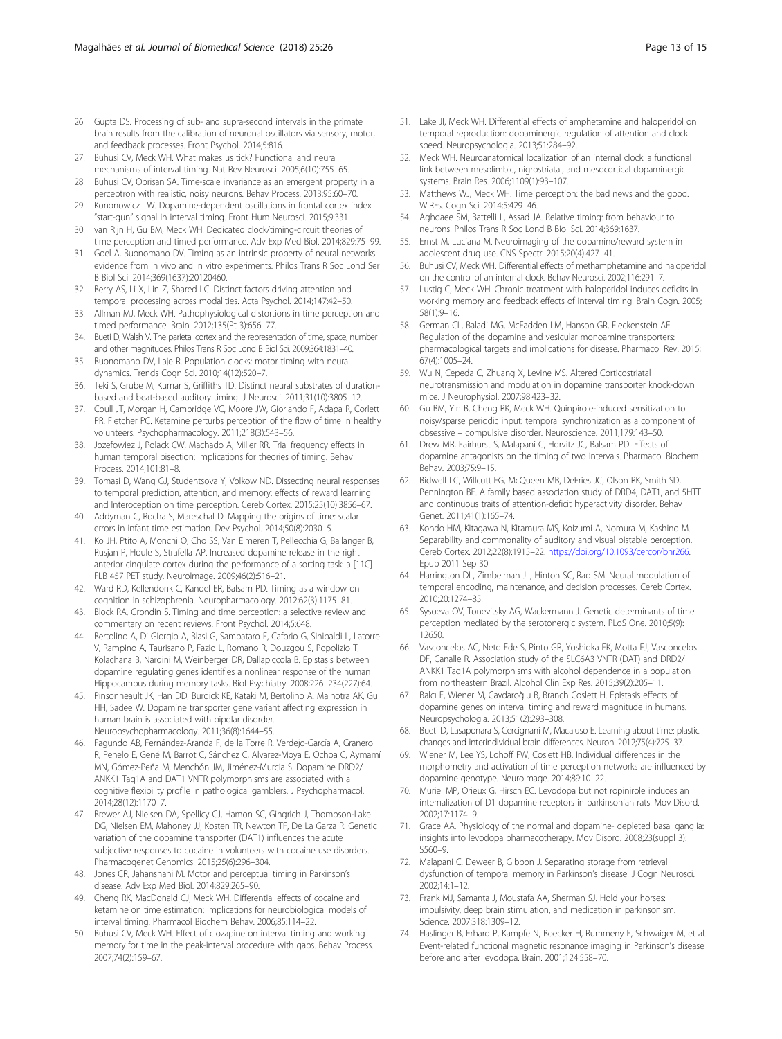26. Gupta DS. Processing of sub- and supra-second intervals in the primate brain results from the calibration of neuronal oscillators via sensory, motor, and feedback processes. Front Psychol. 2014;5:816.
27. Buhusi CV, Meck WH. What makes us tick? Functional and neural mechanisms of interval timing. Nat Rev Neurosci. 2005;6(10):755–65.
28. Buhusi CV, Oprisan SA. Time-scale invariance as an emergent property in a perceptron with realistic, noisy neurons. Behav Process. 2013;95:60–70.
29. Kononowicz TW. Dopamine-dependent oscillations in frontal cortex index "start-gun" signal in interval timing. Front Hum Neurosci. 2015;9:331.
30. van Rijn H, Gu BM, Meck WH. Dedicated clock/timing-circuit theories of time perception and timed performance. Adv Exp Med Biol. 2014;829:75–99.
31. Goel A, Buonomano DV. Timing as an intrinsic property of neural networks: evidence from in vivo and in vitro experiments. Philos Trans R Soc Lond Ser B Biol Sci. 2014;369(1637):20120460.
32. Berry AS, Li X, Lin Z, Shared LC. Distinct factors driving attention and temporal processing across modalities. Acta Psychol. 2014;147:42–50.
33. Allman MJ, Meck WH. Pathophysiological distortions in time perception and timed performance. Brain. 2012;135(Pt 3):656–77.
34. Bueti D, Walsh V. The parietal cortex and the representation of time, space, number and other magnitudes. Philos Trans R Soc Lond B Biol Sci. 2009;364:1831–40.
35. Buonomano DV, Laje R. Population clocks: motor timing with neural dynamics. Trends Cogn Sci. 2010;14(12):520–7.
36. Teki S, Grube M, Kumar S, Griffiths TD. Distinct neural substrates of duration-based and beat-based auditory timing. J Neurosci. 2011;31(10):3805–12.
37. Coull JT, Morgan H, Cambridge VC, Moore JW, Giorlando F, Adapa R, Corlett PR, Fletcher PC. Ketamine perturbs perception of the flow of time in healthy volunteers. Psychopharmacology. 2011;218(3):543–56.
38. Jozefowiez J, Polack CW, Machado A, Miller RR. Trial frequency effects in human temporal bisection: implications for theories of timing. Behav Process. 2014;101:81–8.
39. Tomasi D, Wang GJ, Studentsova Y, Volkow ND. Dissecting neural responses to temporal prediction, attention, and memory: effects of reward learning and Interoception on time perception. Cereb Cortex. 2015;25(10):3856–67.
40. Addyman C, Rocha S, Mareschal D. Mapping the origins of time: scalar errors in infant time estimation. Dev Psychol. 2014;50(8):2030–5.
41. Ko JH, Ptito A, Monchi O, Cho SS, Van Eimeren T, Pellecchia G, Ballanger B, Rusjan P, Houle S, Strafella AP. Increased dopamine release in the right anterior cingulate cortex during the performance of a sorting task: a [11C] FLB 457 PET study. NeuroImage. 2009;46(2):516–21.
42. Ward RD, Kellendonk C, Kandel ER, Balsam PD. Timing as a window on cognition in schizophrenia. Neuropharmacology. 2012;62(3):1175–81.
43. Block RA, Grondin S. Timing and time perception: a selective review and commentary on recent reviews. Front Psychol. 2014;5:648.
44. Bertolino A, Di Giorgio A, Blasi G, Sambataro F, Caforio G, Sinibaldi L, Latorre V, Rampino A, Taurisano P, Fazio L, Romano R, Douzgou S, Popolizio T, Kolachana B, Nardini M, Weinberger DR, Dallapiccola B. Epistasis between dopamine regulating genes identifies a nonlinear response of the human Hippocampus during memory tasks. Biol Psychiatry. 2008;226–234(227):64.
45. Pinsonneault JK, Han DD, Burdick KE, Kataki M, Bertolino A, Malhotra AK, Gu HH, Sadee W. Dopamine transporter gene variant affecting expression in human brain is associated with bipolar disorder. Neuropsychopharmacology. 2011;36(8):1644–55.
46. Fagundo AB, Fernández-Aranda F, de la Torre R, Verdejo-García A, Granero R, Penelo E, Gené M, Barrot C, Sánchez C, Alvarez-Moya E, Ochoa C, Aymamí MN, Gómez-Peña M, Menchón JM, Jiménez-Murcia S. Dopamine DRD2/ANKK1 Taq1A and DAT1 VNTR polymorphisms are associated with a cognitive flexibility profile in pathological gamblers. J Psychopharmacol. 2014;28(12):1170–7.
47. Brewer AJ, Nielsen DA, Spellicy CJ, Hamon SC, Gingrich J, Thompson-Lake DG, Nielsen EM, Mahoney JJ, Kosten TR, Newton TF, De La Garza R. Genetic variation of the dopamine transporter (DAT1) influences the acute subjective responses to cocaine in volunteers with cocaine use disorders. Pharmacogenet Genomics. 2015;25(6):296–304.
48. Jones CR, Jahanshahi M. Motor and perceptual timing in Parkinson's disease. Adv Exp Med Biol. 2014;829:265–90.
49. Cheng RK, MacDonald CJ, Meck WH. Differential effects of cocaine and ketamine on time estimation: implications for neurobiological models of interval timing. Pharmacol Biochem Behav. 2006;85:114–22.
50. Buhusi CV, Meck WH. Effect of clozapine on interval timing and working memory for time in the peak-interval procedure with gaps. Behav Process. 2007;74(2):159–67.
51. Lake JI, Meck WH. Differential effects of amphetamine and haloperidol on temporal reproduction: dopaminergic regulation of attention and clock speed. Neuropsychologia. 2013;51:284–92.
52. Meck WH. Neuroanatomical localization of an internal clock: a functional link between mesolimbic, nigrostriatal, and mesocortical dopaminergic systems. Brain Res. 2006;1109(1):93–107.
53. Matthews WJ, Meck WH. Time perception: the bad news and the good. WIREs. Cogn Sci. 2014;5:429–46.
54. Aghdaee SM, Battelli L, Assad JA. Relative timing: from behaviour to neurons. Philos Trans R Soc Lond B Biol Sci. 2014;369:1637.
55. Ernst M, Luciana M. Neuroimaging of the dopamine/reward system in adolescent drug use. CNS Spectr. 2015;20(4):427–41.
56. Buhusi CV, Meck WH. Differential effects of methamphetamine and haloperidol on the control of an internal clock. Behav Neurosci. 2002;116:291–7.
57. Lustig C, Meck WH. Chronic treatment with haloperidol induces deficits in working memory and feedback effects of interval timing. Brain Cogn. 2005;58(1):9–16.
58. German CL, Baladi MG, McFadden LM, Hanson GR, Fleckenstein AE. Regulation of the dopamine and vesicular monoamine transporters: pharmacological targets and implications for disease. Pharmacol Rev. 2015;67(4):1005–24.
59. Wu N, Cepeda C, Zhuang X, Levine MS. Altered Corticostriatal neurotransmission and modulation in dopamine transporter knock-down mice. J Neurophysiol. 2007;98:423–32.
60. Gu BM, Yin B, Cheng RK, Meck WH. Quinpirole-induced sensitization to noisy/sparse periodic input: temporal synchronization as a component of obsessive – compulsive disorder. Neuroscience. 2011;179:143–50.
61. Drew MR, Fairhurst S, Malapani C, Horvitz JC, Balsam PD. Effects of dopamine antagonists on the timing of two intervals. Pharmacol Biochem Behav. 2003;75:9–15.
62. Bidwell LC, Willcutt EG, McQueen MB, DeFries JC, Olson RK, Smith SD, Pennington BF. A family based association study of DRD4, DAT1, and 5HTT and continuous traits of attention-deficit hyperactivity disorder. Behav Genet. 2011;41(1):165–74.
63. Kondo HM, Kitagawa N, Kitamura MS, Koizumi A, Nomura M, Kashino M. Separability and commonality of auditory and visual bistable perception. Cereb Cortex. 2012;22(8):1915–22. https://doi.org/10.1093/cercor/bhr266. Epub 2011 Sep 30
64. Harrington DL, Zimbelman JL, Hinton SC, Rao SM. Neural modulation of temporal encoding, maintenance, and decision processes. Cereb Cortex. 2010;20:1274–85.
65. Sysoeva OV, Tonevitsky AG, Wackermann J. Genetic determinants of time perception mediated by the serotonergic system. PLoS One. 2010;5(9):12650.
66. Vasconcelos AC, Neto Ede S, Pinto GR, Yoshioka FK, Motta FJ, Vasconcelos DF, Canalle R. Association study of the SLC6A3 VNTR (DAT) and DRD2/ANKK1 Taq1A polymorphisms with alcohol dependence in a population from northeastern Brazil. Alcohol Clin Exp Res. 2015;39(2):205–11.
67. Balcı F, Wiener M, Cavdaroğlu B, Branch Coslett H. Epistasis effects of dopamine genes on interval timing and reward magnitude in humans. Neuropsychologia. 2013;51(2):293–308.
68. Bueti D, Lasaponara S, Cercignani M, Macaluso E. Learning about time: plastic changes and interindividual brain differences. Neuron. 2012;75(4):725–37.
69. Wiener M, Lee YS, Lohoff FW, Coslett HB. Individual differences in the morphometry and activation of time perception networks are influenced by dopamine genotype. NeuroImage. 2014;89:10–22.
70. Muriel MP, Orieux G, Hirsch EC. Levodopa but not ropinirole induces an internalization of D1 dopamine receptors in parkinsonian rats. Mov Disord. 2002;17:1174–9.
71. Grace AA. Physiology of the normal and dopamine- depleted basal ganglia: insights into levodopa pharmacotherapy. Mov Disord. 2008;23(suppl 3): S560–9.
72. Malapani C, Deweer B, Gibbon J. Separating storage from retrieval dysfunction of temporal memory in Parkinson's disease. J Cogn Neurosci. 2002;14:1–12.
73. Frank MJ, Samanta J, Moustafa AA, Sherman SJ. Hold your horses: impulsivity, deep brain stimulation, and medication in parkinsonism. Science. 2007;318:1309–12.
74. Haslinger B, Erhard P, Kampfe N, Boecker H, Rummeny E, Schwaiger M, et al. Event-related functional magnetic resonance imaging in Parkinson's disease before and after levodopa. Brain. 2001;124:558–70.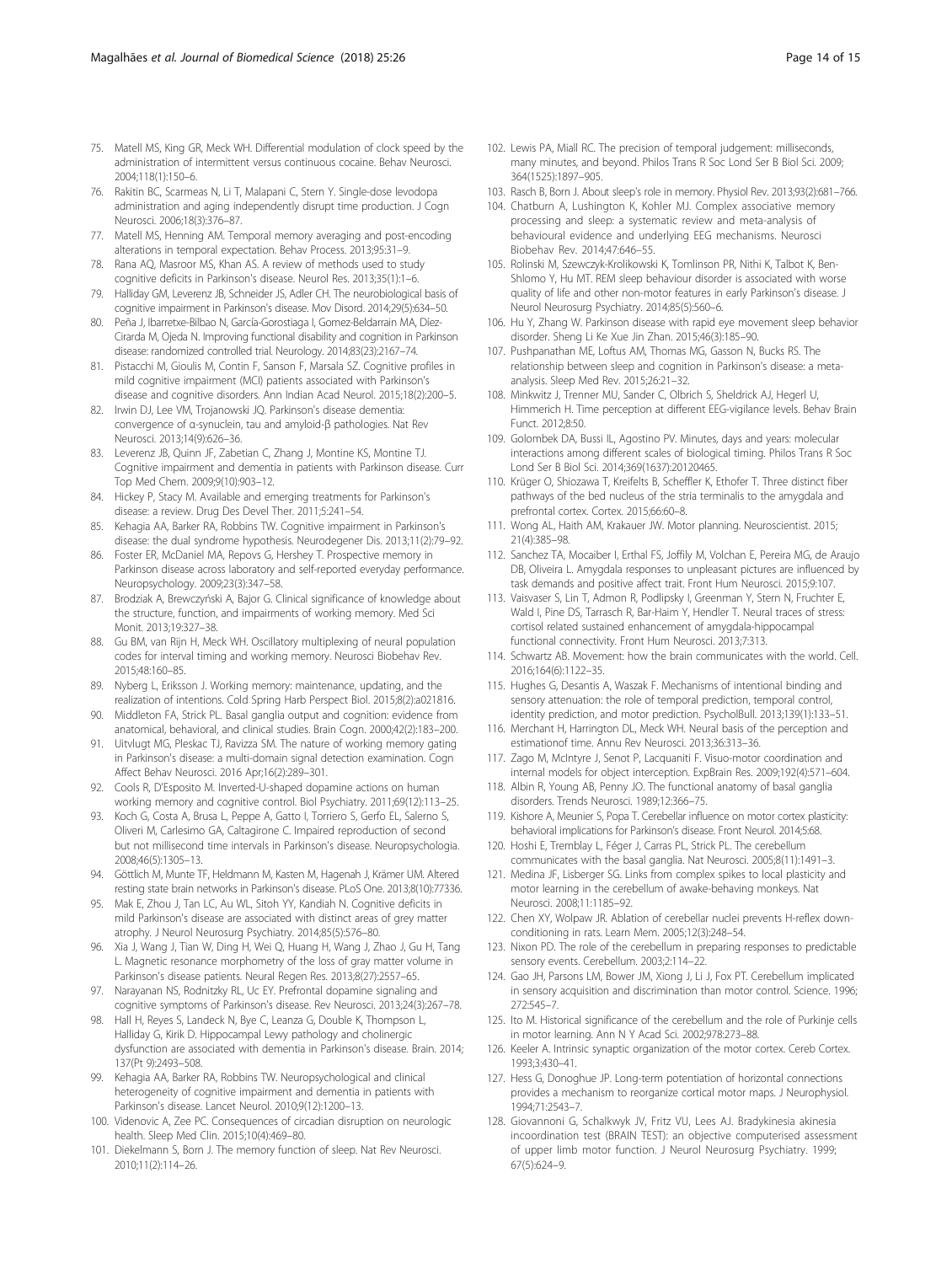75. Matell MS, King GR, Meck WH. Differential modulation of clock speed by the administration of intermittent versus continuous cocaine. Behav Neurosci. 2004;118(1):150–6.
76. Rakitin BC, Scarmeas N, Li T, Malapani C, Stern Y. Single-dose levodopa administration and aging independently disrupt time production. J Cogn Neurosci. 2006;18(3):376–87.
77. Matell MS, Henning AM. Temporal memory averaging and post-encoding alterations in temporal expectation. Behav Process. 2013;95:31–9.
78. Rana AQ, Masroor MS, Khan AS. A review of methods used to study cognitive deficits in Parkinson's disease. Neurol Res. 2013;35(1):1–6.
79. Halliday GM, Leverenz JB, Schneider JS, Adler CH. The neurobiological basis of cognitive impairment in Parkinson's disease. Mov Disord. 2014;29(5):634–50.
80. Peña J, Ibarretxe-Bilbao N, García-Gorostiaga I, Gomez-Beldarrain MA, Díez-Cirarda M, Ojeda N. Improving functional disability and cognition in Parkinson disease: randomized controlled trial. Neurology. 2014;83(23):2167–74.
81. Pistacchi M, Gioulis M, Contin F, Sanson F, Marsala SZ. Cognitive profiles in mild cognitive impairment (MCI) patients associated with Parkinson's disease and cognitive disorders. Ann Indian Acad Neurol. 2015;18(2):200–5.
82. Irwin DJ, Lee VM, Trojanowski JQ. Parkinson's disease dementia: convergence of α-synuclein, tau and amyloid-β pathologies. Nat Rev Neurosci. 2013;14(9):626–36.
83. Leverenz JB, Quinn JF, Zabetian C, Zhang J, Montine KS, Montine TJ. Cognitive impairment and dementia in patients with Parkinson disease. Curr Top Med Chem. 2009;9(10):903–12.
84. Hickey P, Stacy M. Available and emerging treatments for Parkinson's disease: a review. Drug Des Devel Ther. 2011;5:241–54.
85. Kehagia AA, Barker RA, Robbins TW. Cognitive impairment in Parkinson's disease: the dual syndrome hypothesis. Neurodegener Dis. 2013;11(2):79–92.
86. Foster ER, McDaniel MA, Repovs G, Hershey T. Prospective memory in Parkinson disease across laboratory and self-reported everyday performance. Neuropsychology. 2009;23(3):347–58.
87. Brodziak A, Brewczyński A, Bajor G. Clinical significance of knowledge about the structure, function, and impairments of working memory. Med Sci Monit. 2013;19:327–38.
88. Gu BM, van Rijn H, Meck WH. Oscillatory multiplexing of neural population codes for interval timing and working memory. Neurosci Biobehav Rev. 2015;48:160–85.
89. Nyberg L, Eriksson J. Working memory: maintenance, updating, and the realization of intentions. Cold Spring Harb Perspect Biol. 2015;8(2):a021816.
90. Middleton FA, Strick PL. Basal ganglia output and cognition: evidence from anatomical, behavioral, and clinical studies. Brain Cogn. 2000;42(2):183–200.
91. Uitvlugt MG, Pleskac TJ, Ravizza SM. The nature of working memory gating in Parkinson's disease: a multi-domain signal detection examination. Cogn Affect Behav Neurosci. 2016 Apr;16(2):289–301.
92. Cools R, D'Esposito M. Inverted-U-shaped dopamine actions on human working memory and cognitive control. Biol Psychiatry. 2011;69(12):113–25.
93. Koch G, Costa A, Brusa L, Peppe A, Gatto I, Torriero S, Gerfo EL, Salerno S, Oliveri M, Carlesimo GA, Caltagirone C. Impaired reproduction of second but not millisecond time intervals in Parkinson's disease. Neuropsychologia. 2008;46(5):1305–13.
94. Göttlich M, Munte TF, Heldmann M, Kasten M, Hagenah J, Krämer UM. Altered resting state brain networks in Parkinson's disease. PLoS One. 2013;8(10):77336.
95. Mak E, Zhou J, Tan LC, Au WL, Sitoh YY, Kandiah N. Cognitive deficits in mild Parkinson's disease are associated with distinct areas of grey matter atrophy. J Neurol Neurosurg Psychiatry. 2014;85(5):576–80.
96. Xia J, Wang J, Tian W, Ding H, Wei Q, Huang H, Wang J, Zhao J, Gu H, Tang L. Magnetic resonance morphometry of the loss of gray matter volume in Parkinson's disease patients. Neural Regen Res. 2013;8(27):2557–65.
97. Narayanan NS, Rodnitzky RL, Uc EY. Prefrontal dopamine signaling and cognitive symptoms of Parkinson's disease. Rev Neurosci. 2013;24(3):267–78.
98. Hall H, Reyes S, Landeck N, Bye C, Leanza G, Double K, Thompson L, Halliday G, Kirik D. Hippocampal Lewy pathology and cholinergic dysfunction are associated with dementia in Parkinson's disease. Brain. 2014; 137(Pt 9):2493–508.
99. Kehagia AA, Barker RA, Robbins TW. Neuropsychological and clinical heterogeneity of cognitive impairment and dementia in patients with Parkinson's disease. Lancet Neurol. 2010;9(12):1200–13.
100. Videnovic A, Zee PC. Consequences of circadian disruption on neurologic health. Sleep Med Clin. 2015;10(4):469–80.
101. Diekelmann S, Born J. The memory function of sleep. Nat Rev Neurosci. 2010;11(2):114–26.
102. Lewis PA, Miall RC. The precision of temporal judgement: milliseconds, many minutes, and beyond. Philos Trans R Soc Lond Ser B Biol Sci. 2009; 364(1525):1897–905.
103. Rasch B, Born J. About sleep's role in memory. Physiol Rev. 2013;93(2):681–766.
104. Chatburn A, Lushington K, Kohler MJ. Complex associative memory processing and sleep: a systematic review and meta-analysis of behavioural evidence and underlying EEG mechanisms. Neurosci Biobehav Rev. 2014;47:646–55.
105. Rolinski M, Szewczyk-Krolikowski K, Tomlinson PR, Nithi K, Talbot K, Ben-Shlomo Y, Hu MT. REM sleep behaviour disorder is associated with worse quality of life and other non-motor features in early Parkinson's disease. J Neurol Neurosurg Psychiatry. 2014;85(5):560–6.
106. Hu Y, Zhang W. Parkinson disease with rapid eye movement sleep behavior disorder. Sheng Li Ke Xue Jin Zhan. 2015;46(3):185–90.
107. Pushpanathan ME, Loftus AM, Thomas MG, Gasson N, Bucks RS. The relationship between sleep and cognition in Parkinson's disease: a meta-analysis. Sleep Med Rev. 2015;26:21–32.
108. Minkwitz J, Trenner MU, Sander C, Olbrich S, Sheldrick AJ, Hegerl U, Himmerich H. Time perception at different EEG-vigilance levels. Behav Brain Funct. 2012;8:50.
109. Golombek DA, Bussi IL, Agostino PV. Minutes, days and years: molecular interactions among different scales of biological timing. Philos Trans R Soc Lond Ser B Biol Sci. 2014;369(1637):20120465.
110. Krüger O, Shiozawa T, Kreifelts B, Scheffler K, Ethofer T. Three distinct fiber pathways of the bed nucleus of the stria terminalis to the amygdala and prefrontal cortex. Cortex. 2015;66:60–8.
111. Wong AL, Haith AM, Krakauer JW. Motor planning. Neuroscientist. 2015; 21(4):385–98.
112. Sanchez TA, Mocaiber I, Erthal FS, Joffily M, Volchan E, Pereira MG, de Araujo DB, Oliveira L. Amygdala responses to unpleasant pictures are influenced by task demands and positive affect trait. Front Hum Neurosci. 2015;9:107.
113. Vaisvaser S, Lin T, Admon R, Podlipsky I, Greenman Y, Stern N, Fruchter E, Wald I, Pine DS, Tarrasch R, Bar-Haim Y, Hendler T. Neural traces of stress: cortisol related sustained enhancement of amygdala-hippocampal functional connectivity. Front Hum Neurosci. 2013;7:313.
114. Schwartz AB. Movement: how the brain communicates with the world. Cell. 2016;164(6):1122–35.
115. Hughes G, Desantis A, Waszak F. Mechanisms of intentional binding and sensory attenuation: the role of temporal prediction, temporal control, identity prediction, and motor prediction. PsycholBull. 2013;139(1):133–51.
116. Merchant H, Harrington DL, Meck WH. Neural basis of the perception and estimationof time. Annu Rev Neurosci. 2013;36:313–36.
117. Zago M, McIntyre J, Senot P, Lacquaniti F. Visuo-motor coordination and internal models for object interception. ExpBrain Res. 2009;192(4):571–604.
118. Albin R, Young AB, Penny JO. The functional anatomy of basal ganglia disorders. Trends Neurosci. 1989;12:366–75.
119. Kishore A, Meunier S, Popa T. Cerebellar influence on motor cortex plasticity: behavioral implications for Parkinson's disease. Front Neurol. 2014;5:68.
120. Hoshi E, Tremblay L, Féger J, Carras PL, Strick PL. The cerebellum communicates with the basal ganglia. Nat Neurosci. 2005;8(11):1491–3.
121. Medina JF, Lisberger SG. Links from complex spikes to local plasticity and motor learning in the cerebellum of awake-behaving monkeys. Nat Neurosci. 2008;11:1185–92.
122. Chen XY, Wolpaw JR. Ablation of cerebellar nuclei prevents H-reflex down-conditioning in rats. Learn Mem. 2005;12(3):248–54.
123. Nixon PD. The role of the cerebellum in preparing responses to predictable sensory events. Cerebellum. 2003;2:114–22.
124. Gao JH, Parsons LM, Bower JM, Xiong J, Li J, Fox PT. Cerebellum implicated in sensory acquisition and discrimination than motor control. Science. 1996; 272:545–7.
125. Ito M. Historical significance of the cerebellum and the role of Purkinje cells in motor learning. Ann N Y Acad Sci. 2002;978:273–88.
126. Keeler A. Intrinsic synaptic organization of the motor cortex. Cereb Cortex. 1993;3:430–41.
127. Hess G, Donoghue JP. Long-term potentiation of horizontal connections provides a mechanism to reorganize cortical motor maps. J Neurophysiol. 1994;71:2543–7.
128. Giovannoni G, Schalkwyk JV, Fritz VU, Lees AJ. Bradykinesia akinesia incoordination test (BRAIN TEST): an objective computerised assessment of upper limb motor function. J Neurol Neurosurg Psychiatry. 1999; 67(5):624–9.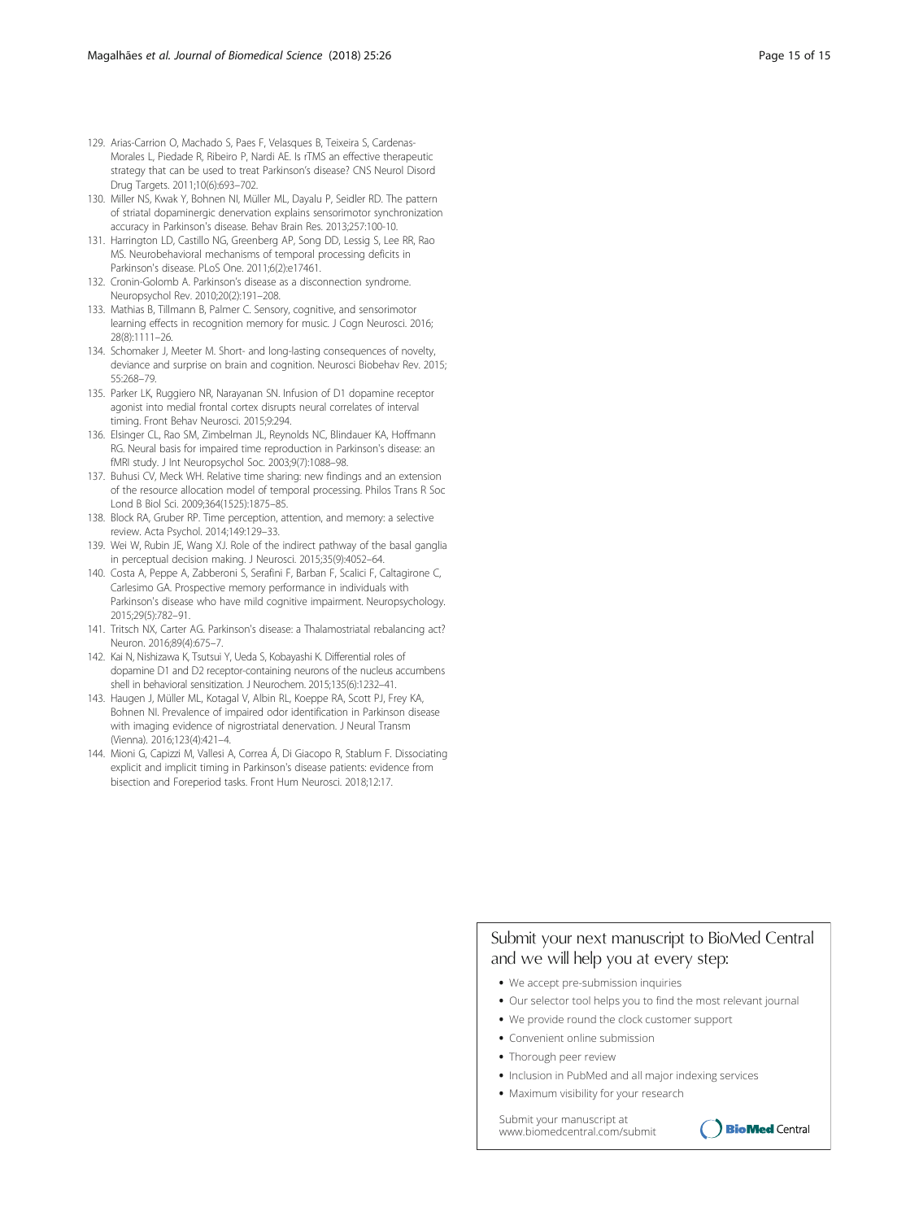129. Arias-Carrion O, Machado S, Paes F, Velasques B, Teixeira S, Cardenas-Morales L, Piedade R, Ribeiro P, Nardi AE. Is rTMS an effective therapeutic strategy that can be used to treat Parkinson's disease? CNS Neurol Disord Drug Targets. 2011;10(6):693–702.
130. Miller NS, Kwak Y, Bohnen NI, Müller ML, Dayalu P, Seidler RD. The pattern of striatal dopaminergic denervation explains sensorimotor synchronization accuracy in Parkinson's disease. Behav Brain Res. 2013;257:100-10.
131. Harrington LD, Castillo NG, Greenberg AP, Song DD, Lessig S, Lee RR, Rao MS. Neurobehavioral mechanisms of temporal processing deficits in Parkinson's disease. PLoS One. 2011;6(2):e17461.
132. Cronin-Golomb A. Parkinson's disease as a disconnection syndrome. Neuropsychol Rev. 2010;20(2):191–208.
133. Mathias B, Tillmann B, Palmer C. Sensory, cognitive, and sensorimotor learning effects in recognition memory for music. J Cogn Neurosci. 2016; 28(8):1111–26.
134. Schomaker J, Meeter M. Short- and long-lasting consequences of novelty, deviance and surprise on brain and cognition. Neurosci Biobehav Rev. 2015; 55:268–79.
135. Parker LK, Ruggiero NR, Narayanan SN. Infusion of D1 dopamine receptor agonist into medial frontal cortex disrupts neural correlates of interval timing. Front Behav Neurosci. 2015;9:294.
136. Elsinger CL, Rao SM, Zimbelman JL, Reynolds NC, Blindauer KA, Hoffmann RG. Neural basis for impaired time reproduction in Parkinson's disease: an fMRI study. J Int Neuropsychol Soc. 2003;9(7):1088–98.
137. Buhusi CV, Meck WH. Relative time sharing: new findings and an extension of the resource allocation model of temporal processing. Philos Trans R Soc Lond B Biol Sci. 2009;364(1525):1875–85.
138. Block RA, Gruber RP. Time perception, attention, and memory: a selective review. Acta Psychol. 2014;149:129–33.
139. Wei W, Rubin JE, Wang XJ. Role of the indirect pathway of the basal ganglia in perceptual decision making. J Neurosci. 2015;35(9):4052–64.
140. Costa A, Peppe A, Zabberoni S, Serafini F, Barban F, Scalici F, Caltagirone C, Carlesimo GA. Prospective memory performance in individuals with Parkinson's disease who have mild cognitive impairment. Neuropsychology. 2015;29(5):782–91.
141. Tritsch NX, Carter AG. Parkinson's disease: a Thalamostriatal rebalancing act? Neuron. 2016;89(4):675–7.
142. Kai N, Nishizawa K, Tsutsui Y, Ueda S, Kobayashi K. Differential roles of dopamine D1 and D2 receptor-containing neurons of the nucleus accumbens shell in behavioral sensitization. J Neurochem. 2015;135(6):1232–41.
143. Haugen J, Müller ML, Kotagal V, Albin RL, Koeppe RA, Scott PJ, Frey KA, Bohnen NI. Prevalence of impaired odor identification in Parkinson disease with imaging evidence of nigrostriatal denervation. J Neural Transm (Vienna). 2016;123(4):421–4.
144. Mioni G, Capizzi M, Vallesi A, Correa Á, Di Giacopo R, Stablum F. Dissociating explicit and implicit timing in Parkinson's disease patients: evidence from bisection and Foreperiod tasks. Front Hum Neurosci. 2018;12:17.

Submit your next manuscript to BioMed Central and we will help you at every step:

- We accept pre-submission inquiries
- Our selector tool helps you to find the most relevant journal
- We provide round the clock customer support
- Convenient online submission
- Thorough peer review
- Inclusion in PubMed and all major indexing services
- Maximum visibility for your research

Submit your manuscript at www.biomedcentral.com/submit

BioMed Central